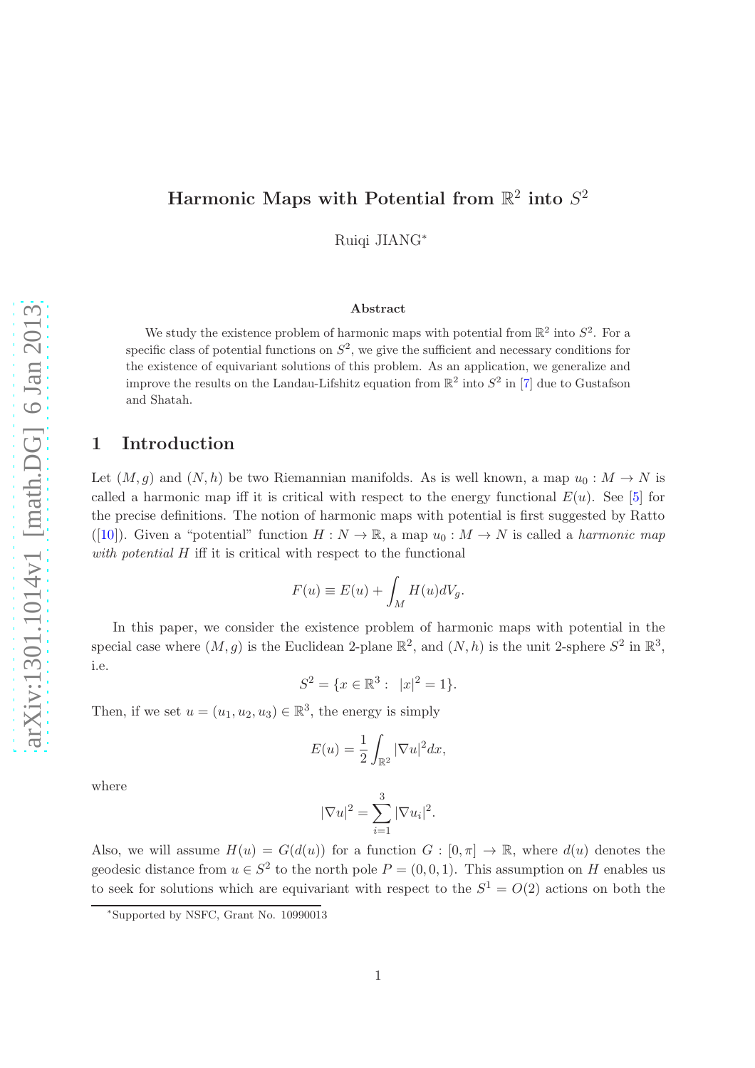# Harmonic Maps with Potential from $\mathbb{R}^2$ into $S^2$

Ruiqi JIANG*

## Abstract

We study the existence problem of harmonic maps with potential from $\mathbb{R}^2$ into $S^2$. For a specific class of potential functions on $S^2$, we give the sufficient and necessary conditions for the existence of equivariant solutions of this problem. As an application, we generalize and improve the results on the Landau-Lifshitz equation from $\mathbb{R}^2$ into $S^2$ in [7] due to Gustafson and Shatah.

## 1 Introduction

Let $(M, g)$ and $(N, h)$ be two Riemannian manifolds. As is well known, a map $u_0 : M \to N$ is called a harmonic map iff it is critical with respect to the energy functional $E(u)$. See [5] for the precise definitions. The notion of harmonic maps with potential is first suggested by Ratto ([10]). Given a "potential" function $H : N \to \mathbb{R}$, a map $u_0 : M \to N$ is called a *harmonic map with potential* $H$ iff it is critical with respect to the functional

$$F(u) \equiv E(u) + \int_M H(u) dV_g.$$

In this paper, we consider the existence problem of harmonic maps with potential in the special case where $(M, g)$ is the Euclidean 2-plane $\mathbb{R}^2$, and $(N, h)$ is the unit 2-sphere $S^2$ in $\mathbb{R}^3$, i.e.

$$S^2 = \{x \in \mathbb{R}^3 : \ |x|^2 = 1\}.$$

Then, if we set $u = (u_1, u_2, u_3) \in \mathbb{R}^3$, the energy is simply

$$E(u) = \frac{1}{2} \int_{\mathbb{R}^2} |\nabla u|^2 dx,$$

where

$$|\nabla u|^2 = \sum_{i=1}^{3} |\nabla u_i|^2.$$

Also, we will assume $H(u) = G(d(u))$ for a function $G : [0, \pi] \to \mathbb{R}$, where $d(u)$ denotes the geodesic distance from $u \in S^2$ to the north pole $P = (0, 0, 1)$. This assumption on $H$ enables us to seek for solutions which are equivariant with respect to the $S^1 = O(2)$ actions on both the

*Supported by NSFC, Grant No. 10990013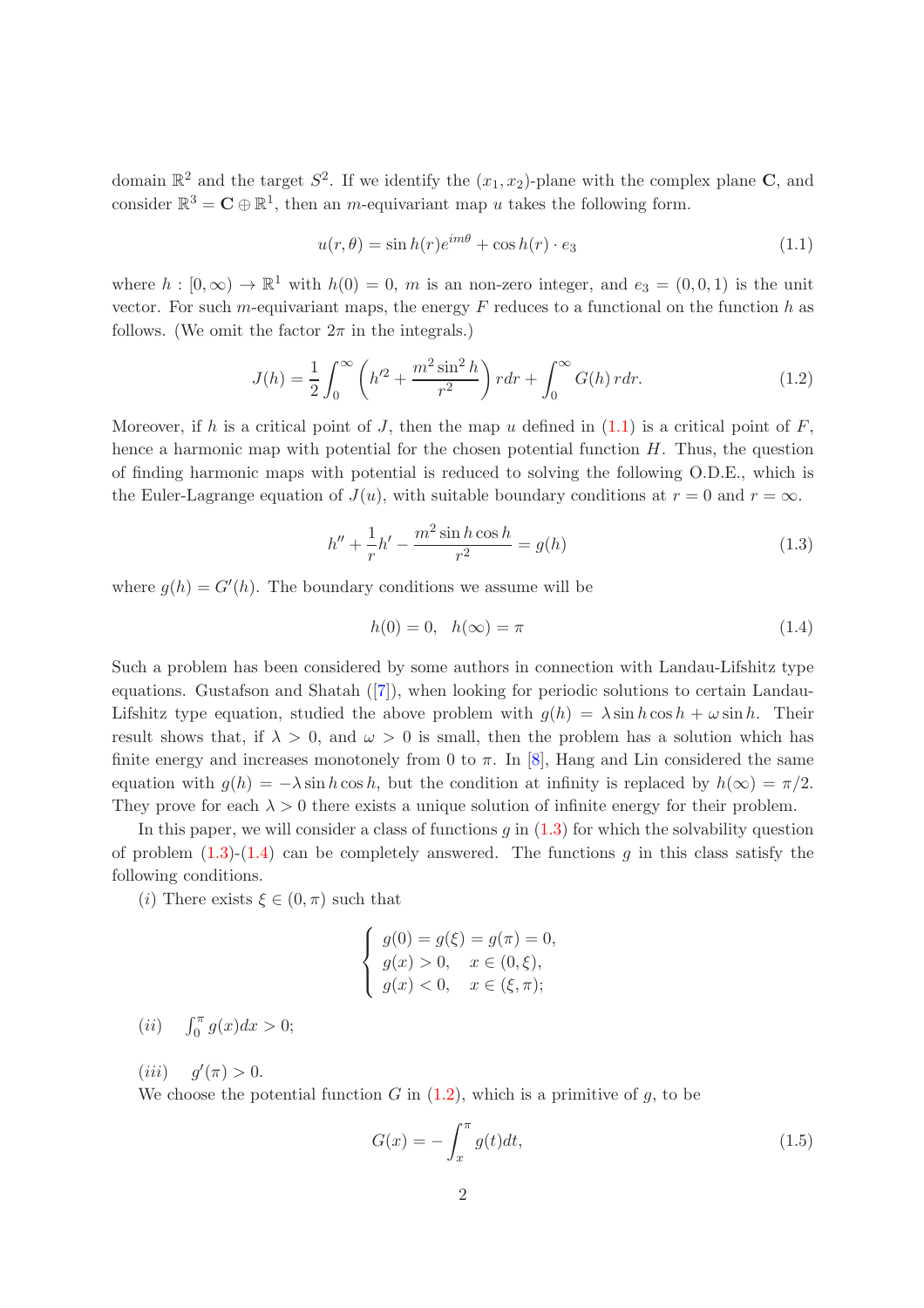domain $\mathbb{R}^2$ and the target $S^2$. If we identify the $(x_1, x_2)$-plane with the complex plane $\mathbf{C}$, and consider $\mathbb{R}^3 = \mathbf{C} \oplus \mathbb{R}^1$, then an $m$-equivariant map $u$ takes the following form.

$$u(r, \theta) = \sin h(r) e^{im\theta} + \cos h(r) \cdot e_3 \tag{1.1}$$

where $h : [0, \infty) \to \mathbb{R}^1$ with $h(0) = 0$, $m$ is an non-zero integer, and $e_3 = (0, 0, 1)$ is the unit vector. For such $m$-equivariant maps, the energy $F$ reduces to a functional on the function $h$ as follows. (We omit the factor $2\pi$ in the integrals.)

$$J(h) = \frac{1}{2} \int_0^\infty \left( h'^2 + \frac{m^2 \sin^2 h}{r^2} \right) r dr + \int_0^\infty G(h)\, r dr. \tag{1.2}$$

Moreover, if $h$ is a critical point of $J$, then the map $u$ defined in (1.1) is a critical point of $F$, hence a harmonic map with potential for the chosen potential function $H$. Thus, the question of finding harmonic maps with potential is reduced to solving the following O.D.E., which is the Euler-Lagrange equation of $J(u)$, with suitable boundary conditions at $r = 0$ and $r = \infty$.

$$h'' + \frac{1}{r} h' - \frac{m^2 \sin h \cos h}{r^2} = g(h) \tag{1.3}$$

where $g(h) = G'(h)$. The boundary conditions we assume will be

$$h(0) = 0, \quad h(\infty) = \pi \tag{1.4}$$

Such a problem has been considered by some authors in connection with Landau-Lifshitz type equations. Gustafson and Shatah ([7]), when looking for periodic solutions to certain Landau-Lifshitz type equation, studied the above problem with $g(h) = \lambda \sin h \cos h + \omega \sin h$. Their result shows that, if $\lambda > 0$, and $\omega > 0$ is small, then the problem has a solution which has finite energy and increases monotonely from 0 to $\pi$. In [8], Hang and Lin considered the same equation with $g(h) = -\lambda \sin h \cos h$, but the condition at infinity is replaced by $h(\infty) = \pi/2$. They prove for each $\lambda > 0$ there exists a unique solution of infinite energy for their problem.

In this paper, we will consider a class of functions $g$ in (1.3) for which the solvability question of problem (1.3)-(1.4) can be completely answered. The functions $g$ in this class satisfy the following conditions.

$(i)$ There exists $\xi \in (0, \pi)$ such that

$$\begin{cases} g(0) = g(\xi) = g(\pi) = 0, \\ g(x) > 0, \quad x \in (0, \xi), \\ g(x) < 0, \quad x \in (\xi, \pi); \end{cases}$$

$(ii)$ $\quad \int_0^\pi g(x)dx > 0$;

$(iii)$ $\quad g'(\pi) > 0$.

We choose the potential function $G$ in (1.2), which is a primitive of $g$, to be

$$G(x) = -\int_x^\pi g(t)dt, \tag{1.5}$$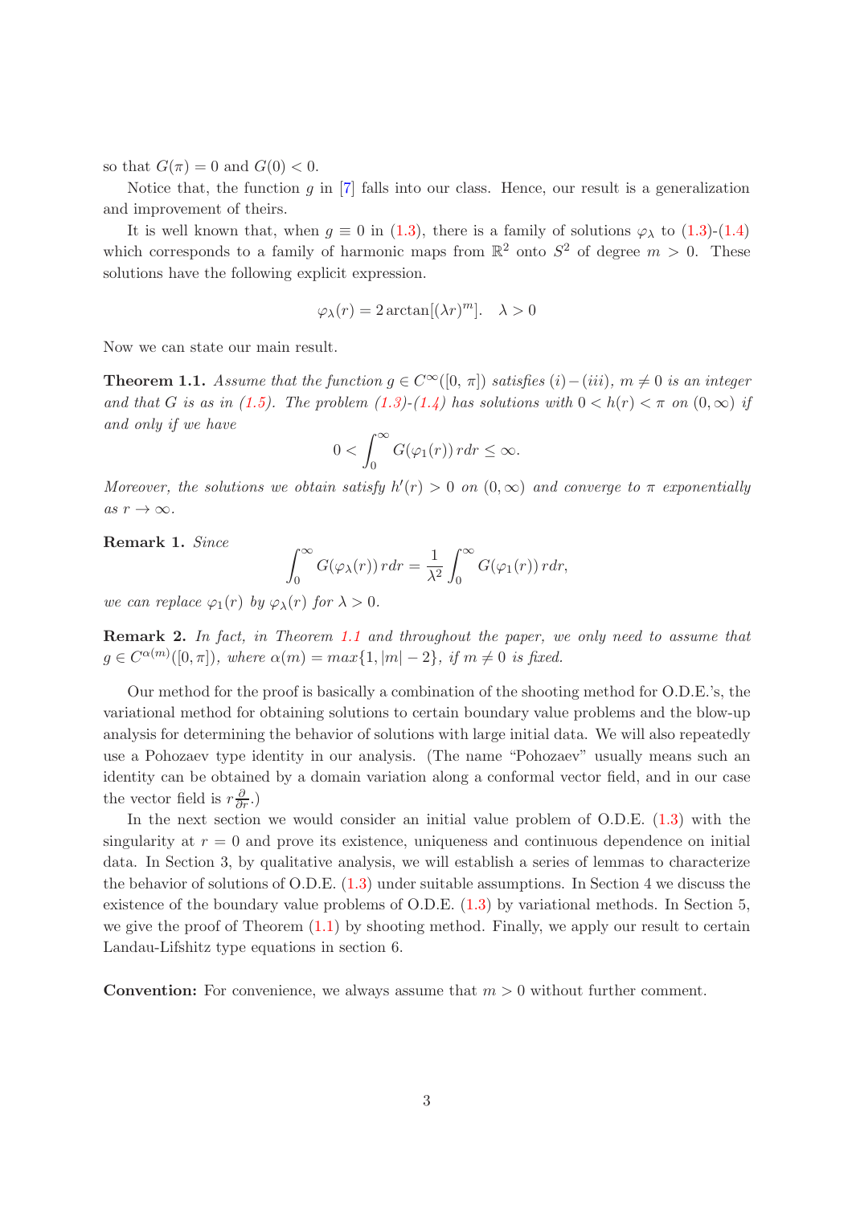so that $G(\pi) = 0$ and $G(0) < 0$.

Notice that, the function $g$ in [7] falls into our class. Hence, our result is a generalization and improvement of theirs.

It is well known that, when $g \equiv 0$ in (1.3), there is a family of solutions $\varphi_\lambda$ to (1.3)-(1.4) which corresponds to a family of harmonic maps from $\mathbb{R}^2$ onto $S^2$ of degree $m > 0$. These solutions have the following explicit expression.

$$\varphi_\lambda(r) = 2\arctan[(\lambda r)^m]. \quad \lambda > 0$$

Now we can state our main result.

**Theorem 1.1.** *Assume that the function $g \in C^\infty([0, \pi])$ satisfies $(i) - (iii)$, $m \neq 0$ is an integer and that $G$ is as in (1.5). The problem (1.3)-(1.4) has solutions with $0 < h(r) < \pi$ on $(0, \infty)$ if and only if we have*

$$0 < \int_0^\infty G(\varphi_1(r))\, r dr \leq \infty.$$

*Moreover, the solutions we obtain satisfy $h'(r) > 0$ on $(0, \infty)$ and converge to $\pi$ exponentially as $r \to \infty$.*

**Remark 1.** *Since*

$$\int_0^\infty G(\varphi_\lambda(r))\, r dr = \frac{1}{\lambda^2}\int_0^\infty G(\varphi_1(r))\, r dr,$$

*we can replace $\varphi_1(r)$ by $\varphi_\lambda(r)$ for $\lambda > 0$.*

**Remark 2.** *In fact, in Theorem 1.1 and throughout the paper, we only need to assume that $g \in C^{\alpha(m)}([0, \pi])$, where $\alpha(m) = max\{1, |m| - 2\}$, if $m \neq 0$ is fixed.*

Our method for the proof is basically a combination of the shooting method for O.D.E.'s, the variational method for obtaining solutions to certain boundary value problems and the blow-up analysis for determining the behavior of solutions with large initial data. We will also repeatedly use a Pohozaev type identity in our analysis. (The name "Pohozaev" usually means such an identity can be obtained by a domain variation along a conformal vector field, and in our case the vector field is $r\frac{\partial}{\partial r}$.)

In the next section we would consider an initial value problem of O.D.E. (1.3) with the singularity at $r = 0$ and prove its existence, uniqueness and continuous dependence on initial data. In Section 3, by qualitative analysis, we will establish a series of lemmas to characterize the behavior of solutions of O.D.E. (1.3) under suitable assumptions. In Section 4 we discuss the existence of the boundary value problems of O.D.E. (1.3) by variational methods. In Section 5, we give the proof of Theorem (1.1) by shooting method. Finally, we apply our result to certain Landau-Lifshitz type equations in section 6.

**Convention:** For convenience, we always assume that $m > 0$ without further comment.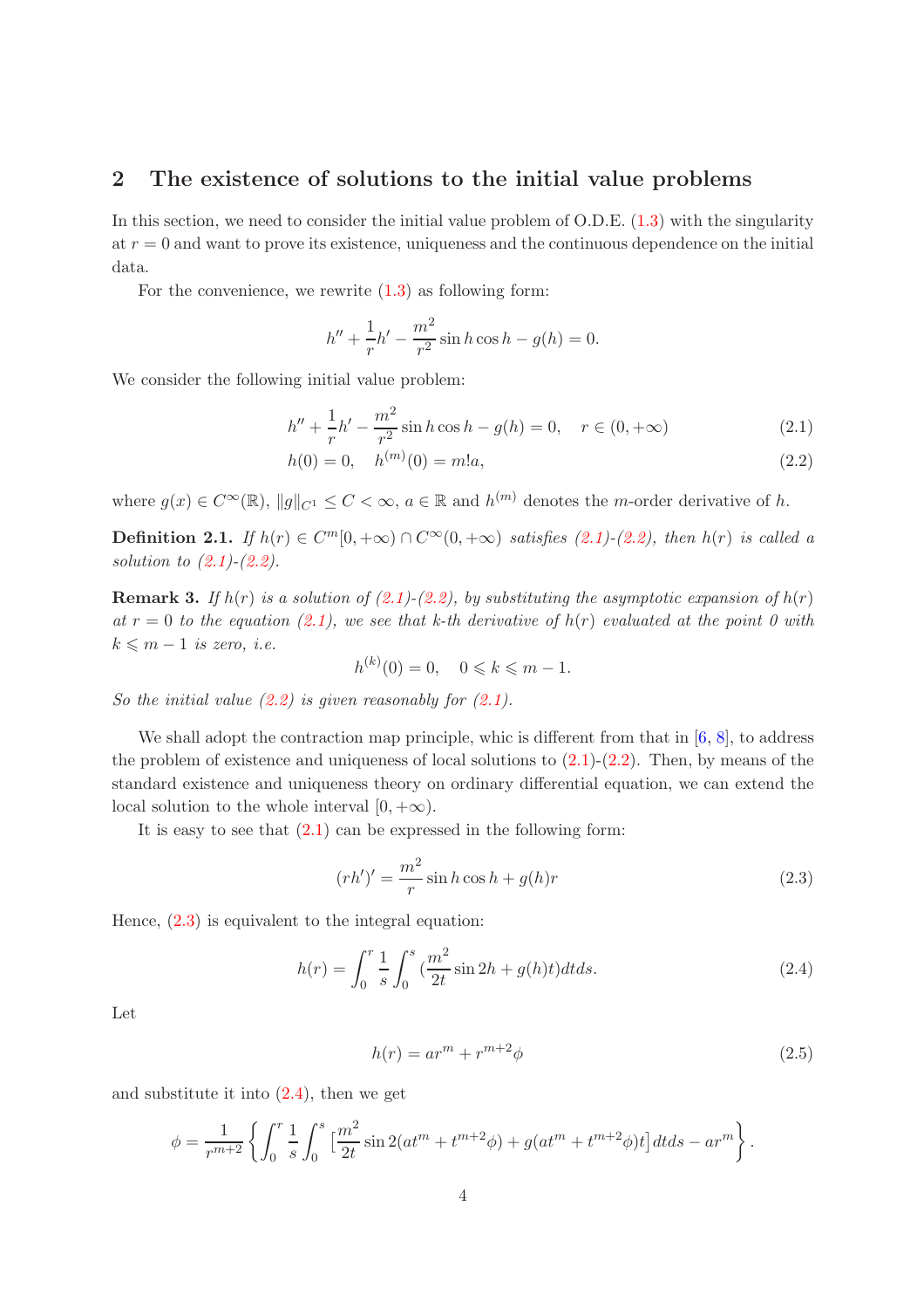## 2 The existence of solutions to the initial value problems

In this section, we need to consider the initial value problem of O.D.E. (1.3) with the singularity at $r = 0$ and want to prove its existence, uniqueness and the continuous dependence on the initial data.

For the convenience, we rewrite (1.3) as following form:

$$h'' + \frac{1}{r}h' - \frac{m^2}{r^2}\sin h \cos h - g(h) = 0.$$

We consider the following initial value problem:

$$h'' + \frac{1}{r}h' - \frac{m^2}{r^2}\sin h \cos h - g(h) = 0, \quad r \in (0, +\infty) \tag{2.1}$$

$$h(0) = 0, \quad h^{(m)}(0) = m!a, \tag{2.2}$$

where $g(x) \in C^\infty(\mathbb{R})$, $\|g\|_{C^1} \leq C < \infty$, $a \in \mathbb{R}$ and $h^{(m)}$ denotes the $m$-order derivative of $h$.

**Definition 2.1.** *If $h(r) \in C^m[0, +\infty) \cap C^\infty(0, +\infty)$ satisfies (2.1)-(2.2), then $h(r)$ is called a solution to (2.1)-(2.2).*

**Remark 3.** *If $h(r)$ is a solution of (2.1)-(2.2), by substituting the asymptotic expansion of $h(r)$ at $r = 0$ to the equation (2.1), we see that k-th derivative of $h(r)$ evaluated at the point 0 with $k \leqslant m - 1$ is zero, i.e.*

$$h^{(k)}(0) = 0, \quad 0 \leqslant k \leqslant m - 1.$$

*So the initial value (2.2) is given reasonably for (2.1).*

We shall adopt the contraction map principle, whic is different from that in [6, 8], to address the problem of existence and uniqueness of local solutions to (2.1)-(2.2). Then, by means of the standard existence and uniqueness theory on ordinary differential equation, we can extend the local solution to the whole interval $[0, +\infty)$.

It is easy to see that (2.1) can be expressed in the following form:

$$(rh')' = \frac{m^2}{r}\sin h \cos h + g(h)r \tag{2.3}$$

Hence, (2.3) is equivalent to the integral equation:

$$h(r) = \int_0^r \frac{1}{s}\int_0^s (\frac{m^2}{2t}\sin 2h + g(h)t)dtds. \tag{2.4}$$

Let

$$h(r) = ar^m + r^{m+2}\phi \tag{2.5}$$

and substitute it into (2.4), then we get

$$\phi = \frac{1}{r^{m+2}}\left\{\int_0^r \frac{1}{s}\int_0^s \left[\frac{m^2}{2t}\sin 2(at^m + t^{m+2}\phi) + g(at^m + t^{m+2}\phi)t\right]dtds - ar^m\right\}.$$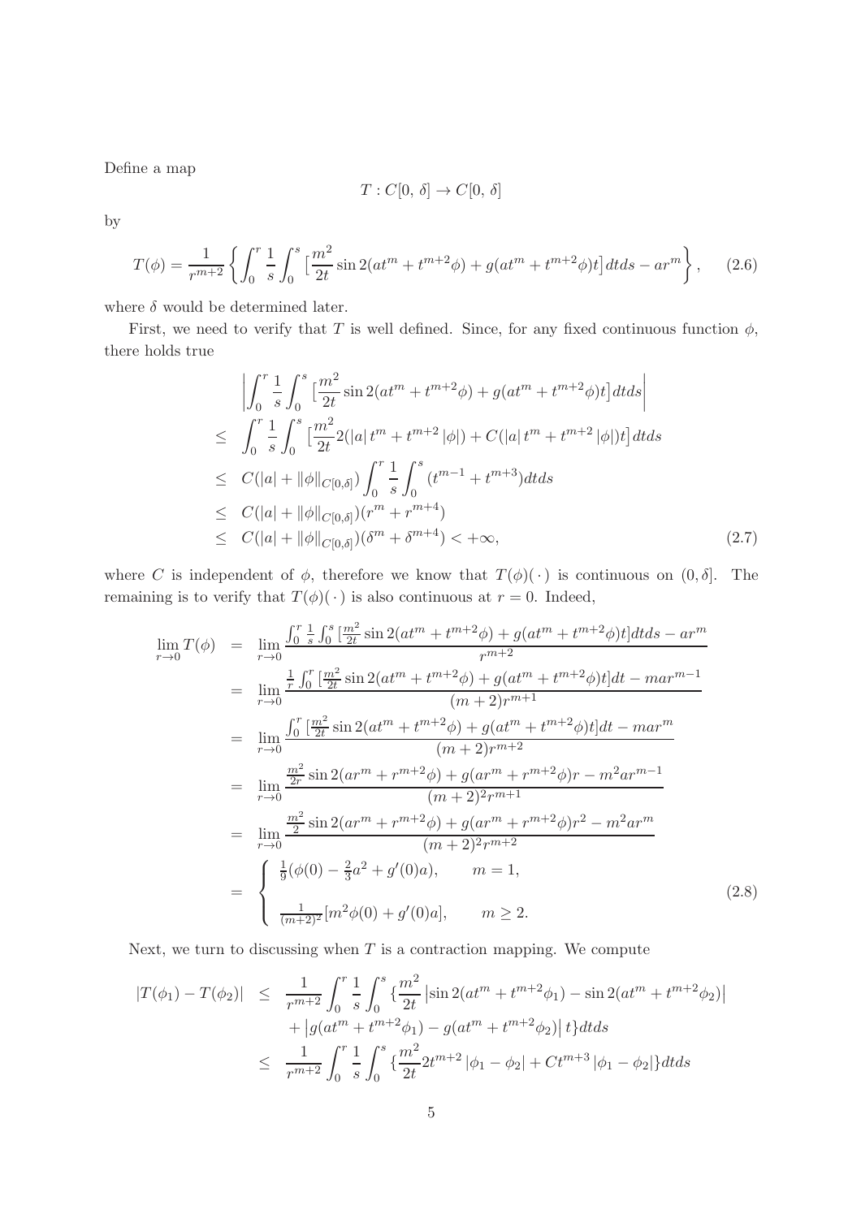Define a map

$$T : C[0,\, \delta] \to C[0,\, \delta]$$

by

$$T(\phi) = \frac{1}{r^{m+2}} \left\{ \int_0^r \frac{1}{s} \int_0^s \left[\frac{m^2}{2t} \sin 2(at^m + t^{m+2}\phi) + g(at^m + t^{m+2}\phi)t\right] dt ds - ar^m \right\}, \tag{2.6}$$

where $\delta$ would be determined later.

First, we need to verify that $T$ is well defined. Since, for any fixed continuous function $\phi$, there holds true

$$\begin{aligned}
& \left| \int_0^r \frac{1}{s} \int_0^s \left[\frac{m^2}{2t} \sin 2(at^m + t^{m+2}\phi) + g(at^m + t^{m+2}\phi)t\right] dt ds \right| \\
\leq & \int_0^r \frac{1}{s} \int_0^s \left[\frac{m^2}{2t} 2(|a|\, t^m + t^{m+2}\, |\phi|) + C(|a|\, t^m + t^{m+2}\, |\phi|)t\right] dt ds \\
\leq & C(|a| + \|\phi\|_{C[0,\delta]}) \int_0^r \frac{1}{s} \int_0^s (t^{m-1} + t^{m+3}) dt ds \\
\leq & C(|a| + \|\phi\|_{C[0,\delta]})(r^m + r^{m+4}) \\
\leq & C(|a| + \|\phi\|_{C[0,\delta]})(\delta^m + \delta^{m+4}) < +\infty,
\end{aligned} \tag{2.7}$$

where $C$ is independent of $\phi$, therefore we know that $T(\phi)(\,\cdot\,)$ is continuous on $(0, \delta]$. The remaining is to verify that $T(\phi)(\,\cdot\,)$ is also continuous at $r = 0$. Indeed,

$$\begin{aligned}
\lim_{r\to 0} T(\phi) &= \lim_{r\to 0} \frac{\int_0^r \frac{1}{s} \int_0^s [\frac{m^2}{2t} \sin 2(at^m + t^{m+2}\phi) + g(at^m + t^{m+2}\phi)t] dt ds - ar^m}{r^{m+2}} \\
&= \lim_{r\to 0} \frac{\frac{1}{r} \int_0^r [\frac{m^2}{2t} \sin 2(at^m + t^{m+2}\phi) + g(at^m + t^{m+2}\phi)t] dt - mar^{m-1}}{(m+2)r^{m+1}} \\
&= \lim_{r\to 0} \frac{\int_0^r [\frac{m^2}{2t} \sin 2(at^m + t^{m+2}\phi) + g(at^m + t^{m+2}\phi)t] dt - mar^m}{(m+2)r^{m+2}} \\
&= \lim_{r\to 0} \frac{\frac{m^2}{2r} \sin 2(ar^m + r^{m+2}\phi) + g(ar^m + r^{m+2}\phi)r - m^2 ar^{m-1}}{(m+2)^2 r^{m+1}} \\
&= \lim_{r\to 0} \frac{\frac{m^2}{2} \sin 2(ar^m + r^{m+2}\phi) + g(ar^m + r^{m+2}\phi)r^2 - m^2 ar^m}{(m+2)^2 r^{m+2}} \\
&= \begin{cases} \frac{1}{9}(\phi(0) - \frac{2}{3}a^2 + g'(0)a), & m = 1, \\[2ex] \frac{1}{(m+2)^2}[m^2\phi(0) + g'(0)a], & m \geq 2. \end{cases}
\end{aligned} \tag{2.8}$$

Next, we turn to discussing when $T$ is a contraction mapping. We compute

$$\begin{aligned}
|T(\phi_1) - T(\phi_2)| \leq\ & \frac{1}{r^{m+2}} \int_0^r \frac{1}{s} \int_0^s \{\frac{m^2}{2t} \left|\sin 2(at^m + t^{m+2}\phi_1) - \sin 2(at^m + t^{m+2}\phi_2)\right| \\
& + \left|g(at^m + t^{m+2}\phi_1) - g(at^m + t^{m+2}\phi_2)\right| t\} dt ds \\
\leq\ & \frac{1}{r^{m+2}} \int_0^r \frac{1}{s} \int_0^s \{\frac{m^2}{2t} 2t^{m+2}\, |\phi_1 - \phi_2| + Ct^{m+3}\, |\phi_1 - \phi_2|\} dt ds
\end{aligned}$$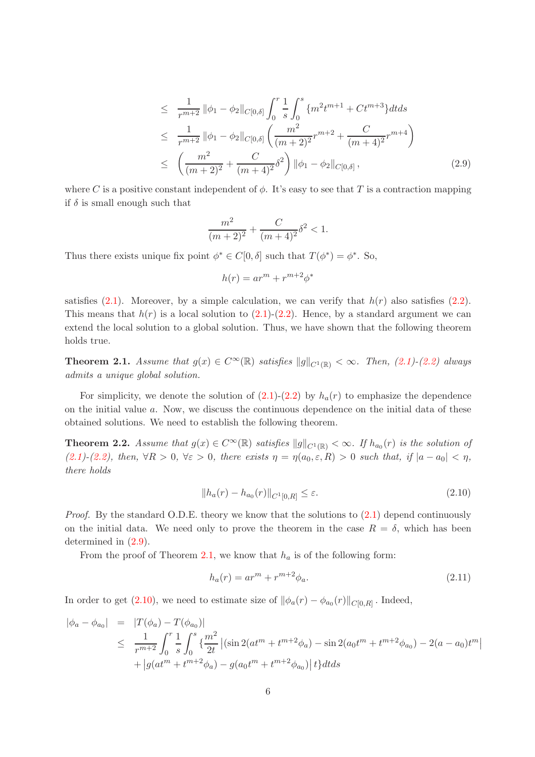$$
\begin{aligned}
&\leq \frac{1}{r^{m+2}} \|\phi_1 - \phi_2\|_{C[0,\delta]} \int_0^r \frac{1}{s} \int_0^s \{m^2 t^{m+1} + C t^{m+3}\} dt ds \\
&\leq \frac{1}{r^{m+2}} \|\phi_1 - \phi_2\|_{C[0,\delta]} \left( \frac{m^2}{(m+2)^2} r^{m+2} + \frac{C}{(m+4)^2} r^{m+4} \right) \\
&\leq \left( \frac{m^2}{(m+2)^2} + \frac{C}{(m+4)^2} \delta^2 \right) \|\phi_1 - \phi_2\|_{C[0,\delta]}, \qquad (2.9)
\end{aligned}
$$

where $C$ is a positive constant independent of $\phi$. It's easy to see that $T$ is a contraction mapping if $\delta$ is small enough such that

$$
\frac{m^2}{(m+2)^2} + \frac{C}{(m+4)^2} \delta^2 < 1.
$$

Thus there exists unique fix point $\phi^* \in C[0, \delta]$ such that $T(\phi^*) = \phi^*$. So,

$$
h(r) = a r^m + r^{m+2} \phi^*
$$

satisfies (2.1). Moreover, by a simple calculation, we can verify that $h(r)$ also satisfies (2.2). This means that $h(r)$ is a local solution to (2.1)-(2.2). Hence, by a standard argument we can extend the local solution to a global solution. Thus, we have shown that the following theorem holds true.

**Theorem 2.1.** *Assume that $g(x) \in C^\infty(\mathbb{R})$ satisfies $\|g\|_{C^1(\mathbb{R})} < \infty$. Then, (2.1)-(2.2) always admits a unique global solution.*

For simplicity, we denote the solution of (2.1)-(2.2) by $h_a(r)$ to emphasize the dependence on the initial value $a$. Now, we discuss the continuous dependence on the initial data of these obtained solutions. We need to establish the following theorem.

**Theorem 2.2.** *Assume that $g(x) \in C^\infty(\mathbb{R})$ satisfies $\|g\|_{C^1(\mathbb{R})} < \infty$. If $h_{a_0}(r)$ is the solution of (2.1)-(2.2), then, $\forall R > 0$, $\forall \varepsilon > 0$, there exists $\eta = \eta(a_0, \varepsilon, R) > 0$ such that, if $|a - a_0| < \eta$, there holds*

$$
\|h_a(r) - h_{a_0}(r)\|_{C^1[0,R]} \leq \varepsilon. \qquad (2.10)
$$

*Proof.* By the standard O.D.E. theory we know that the solutions to (2.1) depend continuously on the initial data. We need only to prove the theorem in the case $R = \delta$, which has been determined in (2.9).

From the proof of Theorem 2.1, we know that $h_a$ is of the following form:

$$
h_a(r) = a r^m + r^{m+2} \phi_a. \qquad (2.11)
$$

In order to get (2.10), we need to estimate size of $\|\phi_a(r) - \phi_{a_0}(r)\|_{C[0,R]}$. Indeed,

$$
\begin{aligned}
|\phi_a - \phi_{a_0}| &= |T(\phi_a) - T(\phi_{a_0})| \\
&\leq \frac{1}{r^{m+2}} \int_0^r \frac{1}{s} \int_0^s \{ \frac{m^2}{2t} \left| (\sin 2(a t^m + t^{m+2}\phi_a) - \sin 2(a_0 t^m + t^{m+2}\phi_{a_0}) - 2(a - a_0) t^m \right| \\
&\quad + \left| g(a t^m + t^{m+2}\phi_a) - g(a_0 t^m + t^{m+2}\phi_{a_0}) \right| t \} dt ds
\end{aligned}
$$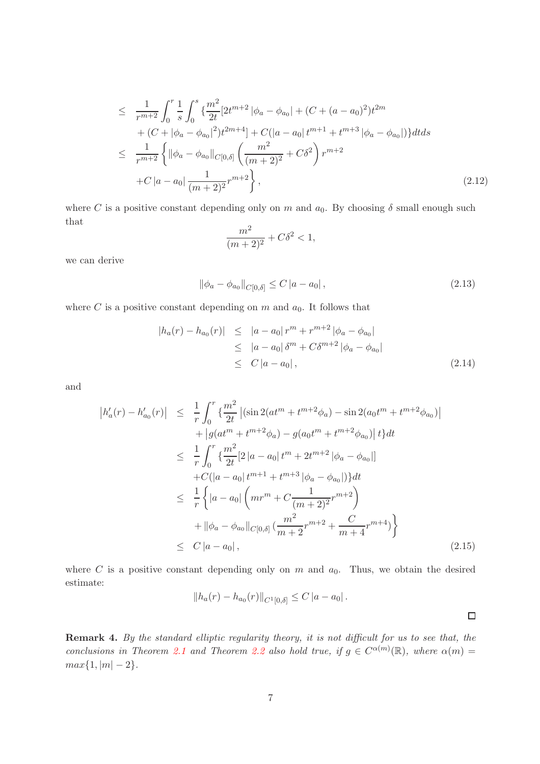$$
\begin{aligned}
&\leq \frac{1}{r^{m+2}} \int_0^r \frac{1}{s} \int_0^s \{ \frac{m^2}{2t} [2t^{m+2} |\phi_a - \phi_{a_0}| + (C + (a-a_0)^2) t^{2m} \\
&\quad + (C + |\phi_a - \phi_{a_0}|^2) t^{2m+4}] + C(|a - a_0| t^{m+1} + t^{m+3} |\phi_a - \phi_{a_0}|) \} dt ds \\
&\leq \frac{1}{r^{m+2}} \left\{ \|\phi_a - \phi_{a_0}\|_{C[0,\delta]} \left( \frac{m^2}{(m+2)^2} + C\delta^2 \right) r^{m+2} \right. \\
&\quad \left. + C |a - a_0| \frac{1}{(m+2)^2} r^{m+2} \right\}, \qquad (2.12)
\end{aligned}
$$

where $C$ is a positive constant depending only on $m$ and $a_0$. By choosing $\delta$ small enough such that

$$
\frac{m^2}{(m+2)^2} + C\delta^2 < 1,
$$

we can derive

$$
\|\phi_a - \phi_{a_0}\|_{C[0,\delta]} \leq C |a - a_0|, \qquad (2.13)
$$

where $C$ is a positive constant depending on $m$ and $a_0$. It follows that

$$
\begin{aligned}
|h_a(r) - h_{a_0}(r)| &\leq |a - a_0| r^m + r^{m+2} |\phi_a - \phi_{a_0}| \\
&\leq |a - a_0| \delta^m + C\delta^{m+2} |\phi_a - \phi_{a_0}| \\
&\leq C |a - a_0|, \qquad (2.14)
\end{aligned}
$$

and

$$
\begin{aligned}
|h'_a(r) - h'_{a_0}(r)| &\leq \frac{1}{r} \int_0^r \{ \frac{m^2}{2t} |(\sin 2(at^m + t^{m+2}\phi_a) - \sin 2(a_0 t^m + t^{m+2}\phi_{a_0})| \\
&\quad + |g(at^m + t^{m+2}\phi_a) - g(a_0 t^m + t^{m+2}\phi_{a_0})| t \} dt \\
&\leq \frac{1}{r} \int_0^r \{ \frac{m^2}{2t} [2|a - a_0| t^m + 2t^{m+2} |\phi_a - \phi_{a_0}|] \\
&\quad + C(|a - a_0| t^{m+1} + t^{m+3} |\phi_a - \phi_{a_0}|) \} dt \\
&\leq \frac{1}{r} \left\{ |a - a_0| \left( m r^m + C \frac{1}{(m+2)^2} r^{m+2} \right) \right. \\
&\quad \left. + \|\phi_a - \phi_{a_0}\|_{C[0,\delta]} \left( \frac{m^2}{m+2} r^{m+2} + \frac{C}{m+4} r^{m+4} \right) \right\} \\
&\leq C |a - a_0|, \qquad (2.15)
\end{aligned}
$$

where $C$ is a positive constant depending only on $m$ and $a_0$. Thus, we obtain the desired estimate:

$$
\|h_a(r) - h_{a_0}(r)\|_{C^1[0,\delta]} \leq C |a - a_0|.
$$

□

**Remark 4.** *By the standard elliptic regularity theory, it is not difficult for us to see that, the conclusions in Theorem 2.1 and Theorem 2.2 also hold true, if* $g \in C^{\alpha(m)}(\mathbb{R})$, *where* $\alpha(m) = max\{1, |m| - 2\}$.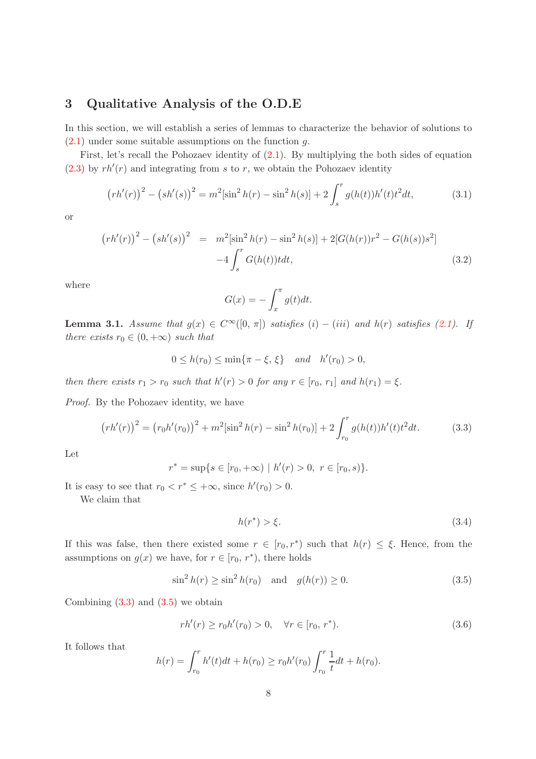## 3 Qualitative Analysis of the O.D.E

In this section, we will establish a series of lemmas to characterize the behavior of solutions to (2.1) under some suitable assumptions on the function $g$.

First, let's recall the Pohozaev identity of (2.1). By multiplying the both sides of equation (2.3) by $rh'(r)$ and integrating from $s$ to $r$, we obtain the Pohozaev identity

$$\big(rh'(r)\big)^2 - \big(sh'(s)\big)^2 = m^2[\sin^2 h(r) - \sin^2 h(s)] + 2\int_s^r g(h(t))h'(t)t^2 dt, \tag{3.1}$$

or

$$\begin{aligned}\big(rh'(r)\big)^2 - \big(sh'(s)\big)^2 &= m^2[\sin^2 h(r) - \sin^2 h(s)] + 2[G(h(r))r^2 - G(h(s))s^2] \\ &\quad -4\int_s^r G(h(t))tdt,\end{aligned} \tag{3.2}$$

where

$$G(x) = -\int_x^\pi g(t)dt.$$

**Lemma 3.1.** *Assume that $g(x) \in C^\infty([0,\,\pi])$ satisfies $(i) - (iii)$ and $h(r)$ satisfies (2.1). If there exists $r_0 \in (0, +\infty)$ such that*

$$0 \le h(r_0) \le \min\{\pi - \xi,\, \xi\} \quad \text{and} \quad h'(r_0) > 0,$$

*then there exists $r_1 > r_0$ such that $h'(r) > 0$ for any $r \in [r_0,\, r_1]$ and $h(r_1) = \xi$.*

*Proof.* By the Pohozaev identity, we have

$$\big(rh'(r)\big)^2 = \big(r_0h'(r_0)\big)^2 + m^2[\sin^2 h(r) - \sin^2 h(r_0)] + 2\int_{r_0}^r g(h(t))h'(t)t^2 dt. \tag{3.3}$$

Let

$$r^* = \sup\{s \in [r_0, +\infty) \mid h'(r) > 0,\ r \in [r_0, s)\}.$$

It is easy to see that $r_0 < r^* \le +\infty$, since $h'(r_0) > 0$.

We claim that

$$h(r^*) > \xi. \tag{3.4}$$

If this was false, then there existed some $r \in [r_0, r^*)$ such that $h(r) \le \xi$. Hence, from the assumptions on $g(x)$ we have, for $r \in [r_0,\, r^*)$, there holds

$$\sin^2 h(r) \ge \sin^2 h(r_0) \quad \text{and} \quad g(h(r)) \ge 0. \tag{3.5}$$

Combining (3.3) and (3.5) we obtain

$$rh'(r) \ge r_0h'(r_0) > 0, \quad \forall r \in [r_0,\, r^*). \tag{3.6}$$

It follows that

$$h(r) = \int_{r_0}^r h'(t)dt + h(r_0) \ge r_0h'(r_0)\int_{r_0}^r \frac{1}{t}dt + h(r_0).$$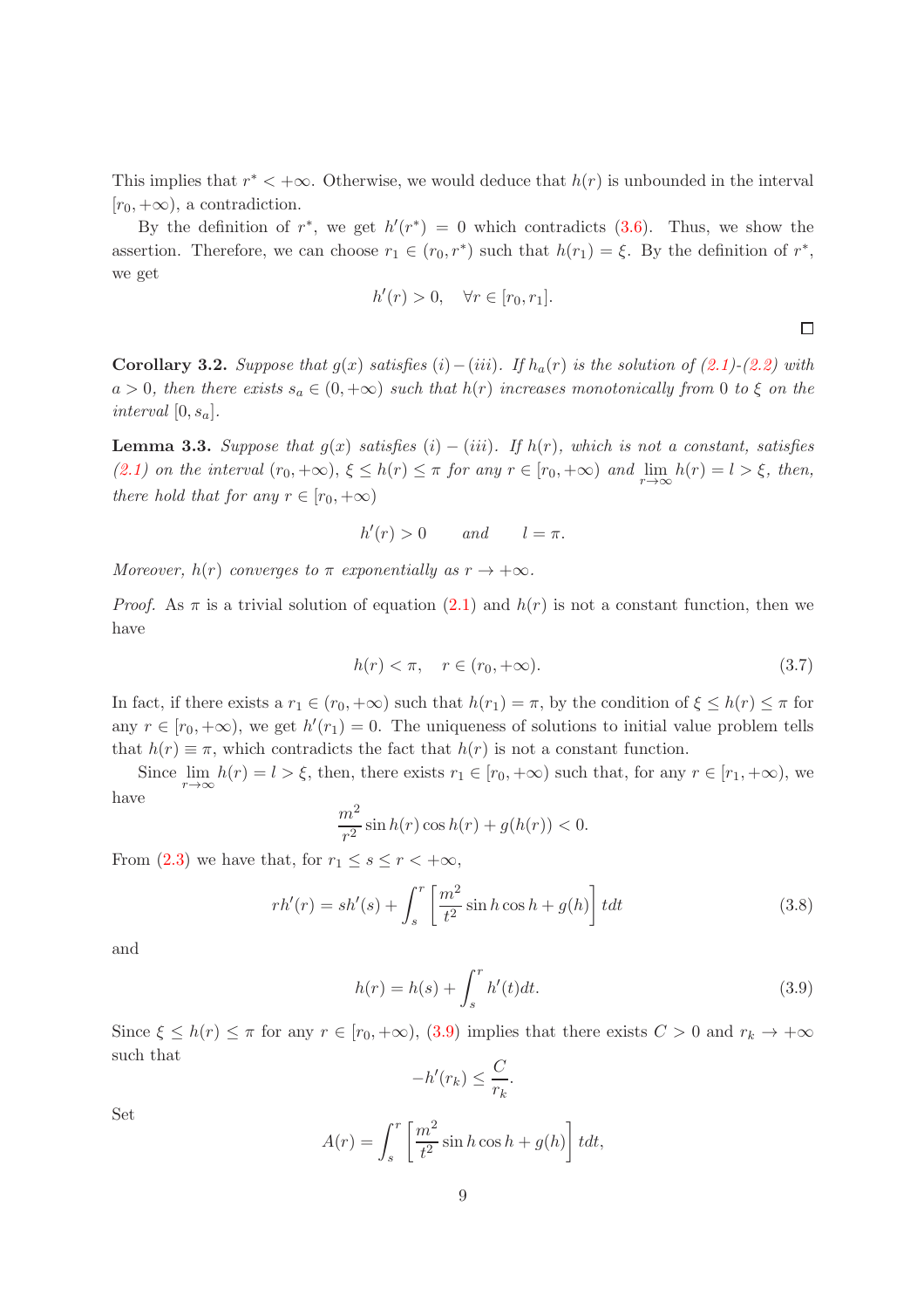This implies that $r^* < +\infty$. Otherwise, we would deduce that $h(r)$ is unbounded in the interval $[r_0, +\infty)$, a contradiction.

By the definition of $r^*$, we get $h'(r^*) = 0$ which contradicts (3.6). Thus, we show the assertion. Therefore, we can choose $r_1 \in (r_0, r^*)$ such that $h(r_1) = \xi$. By the definition of $r^*$, we get

$$h'(r) > 0, \quad \forall r \in [r_0, r_1].$$

□

**Corollary 3.2.** *Suppose that $g(x)$ satisfies $(i)-(iii)$. If $h_a(r)$ is the solution of (2.1)-(2.2) with $a > 0$, then there exists $s_a \in (0, +\infty)$ such that $h(r)$ increases monotonically from 0 to $\xi$ on the interval $[0, s_a]$.*

**Lemma 3.3.** *Suppose that $g(x)$ satisfies $(i) - (iii)$. If $h(r)$, which is not a constant, satisfies (2.1) on the interval $(r_0, +\infty)$, $\xi \leq h(r) \leq \pi$ for any $r \in [r_0, +\infty)$ and $\lim_{r\to\infty} h(r) = l > \xi$, then, there hold that for any $r \in [r_0, +\infty)$*

$$h'(r) > 0 \qquad and \qquad l = \pi.$$

*Moreover, $h(r)$ converges to $\pi$ exponentially as $r \to +\infty$.*

*Proof.* As $\pi$ is a trivial solution of equation (2.1) and $h(r)$ is not a constant function, then we have

$$h(r) < \pi, \quad r \in (r_0, +\infty). \tag{3.7}$$

In fact, if there exists a $r_1 \in (r_0, +\infty)$ such that $h(r_1) = \pi$, by the condition of $\xi \leq h(r) \leq \pi$ for any $r \in [r_0, +\infty)$, we get $h'(r_1) = 0$. The uniqueness of solutions to initial value problem tells that $h(r) \equiv \pi$, which contradicts the fact that $h(r)$ is not a constant function.

Since $\lim_{r\to\infty} h(r) = l > \xi$, then, there exists $r_1 \in [r_0, +\infty)$ such that, for any $r \in [r_1, +\infty)$, we have

$$\frac{m^2}{r^2} \sin h(r) \cos h(r) + g(h(r)) < 0.$$

From (2.3) we have that, for $r_1 \leq s \leq r < +\infty$,

$$rh'(r) = sh'(s) + \int_s^r \left[\frac{m^2}{t^2} \sin h \cos h + g(h)\right] tdt \tag{3.8}$$

and

$$h(r) = h(s) + \int_s^r h'(t)dt. \tag{3.9}$$

Since $\xi \leq h(r) \leq \pi$ for any $r \in [r_0, +\infty)$, (3.9) implies that there exists $C > 0$ and $r_k \to +\infty$ such that

$$-h'(r_k) \leq \frac{C}{r_k}.$$

Set

$$A(r) = \int_s^r \left[\frac{m^2}{t^2} \sin h \cos h + g(h)\right] tdt,$$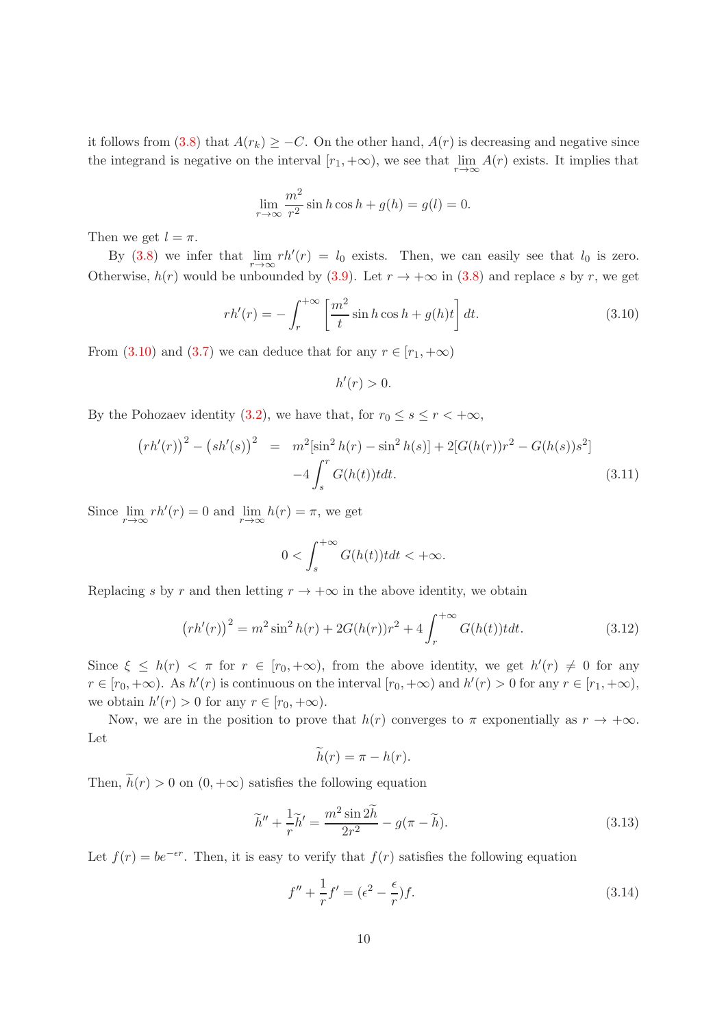it follows from (3.8) that $A(r_k) \geq -C$. On the other hand, $A(r)$ is decreasing and negative since the integrand is negative on the interval $[r_1, +\infty)$, we see that $\lim_{r\to\infty} A(r)$ exists. It implies that

$$\lim_{r\to\infty} \frac{m^2}{r^2} \sin h \cos h + g(h) = g(l) = 0.$$

Then we get $l = \pi$.

By (3.8) we infer that $\lim_{r\to\infty} rh'(r) = l_0$ exists. Then, we can easily see that $l_0$ is zero. Otherwise, $h(r)$ would be unbounded by (3.9). Let $r \to +\infty$ in (3.8) and replace $s$ by $r$, we get

$$rh'(r) = -\int_r^{+\infty} \left[\frac{m^2}{t} \sin h \cos h + g(h)t\right] dt. \tag{3.10}$$

From (3.10) and (3.7) we can deduce that for any $r \in [r_1, +\infty)$

$$h'(r) > 0.$$

By the Pohozaev identity (3.2), we have that, for $r_0 \leq s \leq r < +\infty$,

$$\begin{aligned}
\left(rh'(r)\right)^2 - \left(sh'(s)\right)^2 &= m^2[\sin^2 h(r) - \sin^2 h(s)] + 2[G(h(r))r^2 - G(h(s))s^2] \\
&\quad -4\int_s^r G(h(t))tdt.
\end{aligned} \tag{3.11}$$

Since $\lim_{r\to\infty} rh'(r) = 0$ and $\lim_{r\to\infty} h(r) = \pi$, we get

$$0 < \int_s^{+\infty} G(h(t))tdt < +\infty.$$

Replacing $s$ by $r$ and then letting $r \to +\infty$ in the above identity, we obtain

$$\left(rh'(r)\right)^2 = m^2 \sin^2 h(r) + 2G(h(r))r^2 + 4\int_r^{+\infty} G(h(t))tdt. \tag{3.12}$$

Since $\xi \leq h(r) < \pi$ for $r \in [r_0, +\infty)$, from the above identity, we get $h'(r) \neq 0$ for any $r \in [r_0, +\infty)$. As $h'(r)$ is continuous on the interval $[r_0, +\infty)$ and $h'(r) > 0$ for any $r \in [r_1, +\infty)$, we obtain $h'(r) > 0$ for any $r \in [r_0, +\infty)$.

Now, we are in the position to prove that $h(r)$ converges to $\pi$ exponentially as $r \to +\infty$. Let

$$\widetilde{h}(r) = \pi - h(r).$$

Then, $\widetilde{h}(r) > 0$ on $(0, +\infty)$ satisfies the following equation

$$\widetilde{h}'' + \frac{1}{r}\widetilde{h}' = \frac{m^2 \sin 2\widetilde{h}}{2r^2} - g(\pi - \widetilde{h}). \tag{3.13}$$

Let $f(r) = be^{-\epsilon r}$. Then, it is easy to verify that $f(r)$ satisfies the following equation

$$f'' + \frac{1}{r}f' = (\epsilon^2 - \frac{\epsilon}{r})f. \tag{3.14}$$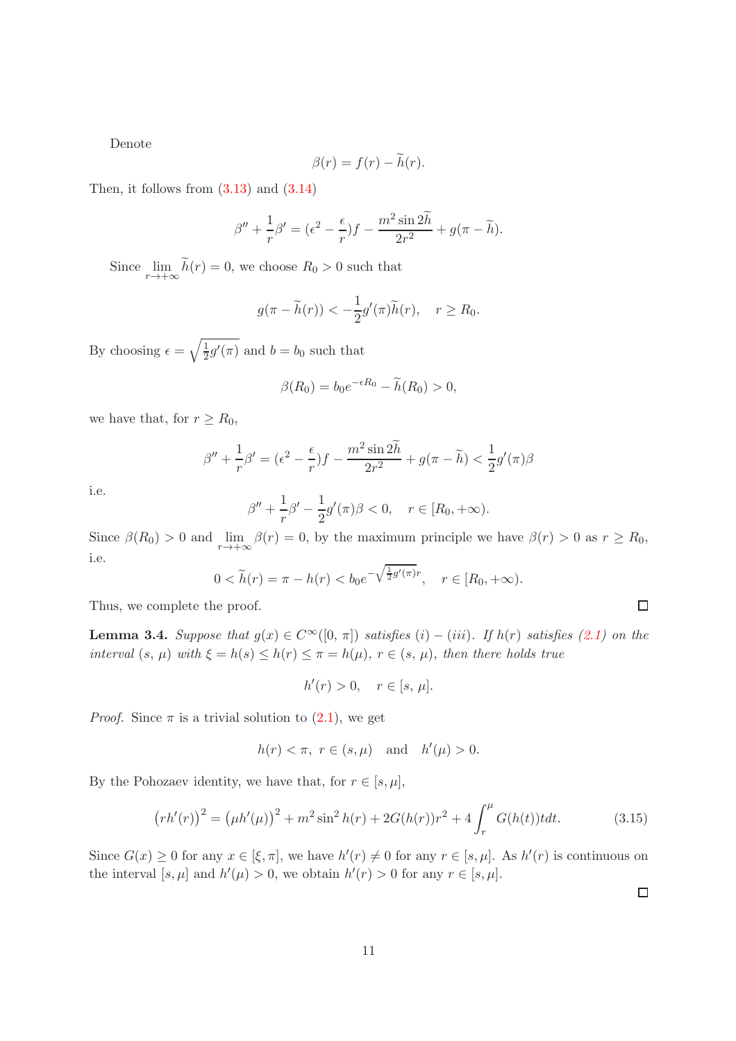Denote

$$\beta(r) = f(r) - \widetilde{h}(r).$$

Then, it follows from (3.13) and (3.14)

$$\beta'' + \frac{1}{r}\beta' = (\epsilon^2 - \frac{\epsilon}{r})f - \frac{m^2 \sin 2\widetilde{h}}{2r^2} + g(\pi - \widetilde{h}).$$

Since $\lim_{r\to+\infty} \widetilde{h}(r) = 0$, we choose $R_0 > 0$ such that

$$g(\pi - \widetilde{h}(r)) < -\frac{1}{2}g'(\pi)\widetilde{h}(r), \quad r \geq R_0.$$

By choosing $\epsilon = \sqrt{\frac{1}{2}g'(\pi)}$ and $b = b_0$ such that

$$\beta(R_0) = b_0 e^{-\epsilon R_0} - \widetilde{h}(R_0) > 0,$$

we have that, for $r \geq R_0$,

$$\beta'' + \frac{1}{r}\beta' = (\epsilon^2 - \frac{\epsilon}{r})f - \frac{m^2 \sin 2\widetilde{h}}{2r^2} + g(\pi - \widetilde{h}) < \frac{1}{2}g'(\pi)\beta$$

i.e.

$$\beta'' + \frac{1}{r}\beta' - \frac{1}{2}g'(\pi)\beta < 0, \quad r \in [R_0, +\infty).$$

Since $\beta(R_0) > 0$ and $\lim_{r\to+\infty} \beta(r) = 0$, by the maximum principle we have $\beta(r) > 0$ as $r \geq R_0$, i.e.

$$0 < \widetilde{h}(r) = \pi - h(r) < b_0 e^{-\sqrt{\frac{1}{2}g'(\pi)}r}, \quad r \in [R_0, +\infty).$$

Thus, we complete the proof. $\square$

**Lemma 3.4.** *Suppose that $g(x) \in C^\infty([0, \pi])$ satisfies $(i) - (iii)$. If $h(r)$ satisfies (2.1) on the interval $(s, \mu)$ with $\xi = h(s) \leq h(r) \leq \pi = h(\mu)$, $r \in (s, \mu)$, then there holds true*

$$h'(r) > 0, \quad r \in [s, \mu].$$

*Proof.* Since $\pi$ is a trivial solution to (2.1), we get

$$h(r) < \pi, \ r \in (s, \mu) \quad \text{and} \quad h'(\mu) > 0.$$

By the Pohozaev identity, we have that, for $r \in [s, \mu]$,

$$\left(rh'(r)\right)^2 = \left(\mu h'(\mu)\right)^2 + m^2 \sin^2 h(r) + 2G(h(r))r^2 + 4\int_r^\mu G(h(t))t dt. \tag{3.15}$$

Since $G(x) \geq 0$ for any $x \in [\xi, \pi]$, we have $h'(r) \neq 0$ for any $r \in [s, \mu]$. As $h'(r)$ is continuous on the interval $[s, \mu]$ and $h'(\mu) > 0$, we obtain $h'(r) > 0$ for any $r \in [s, \mu]$. $\square$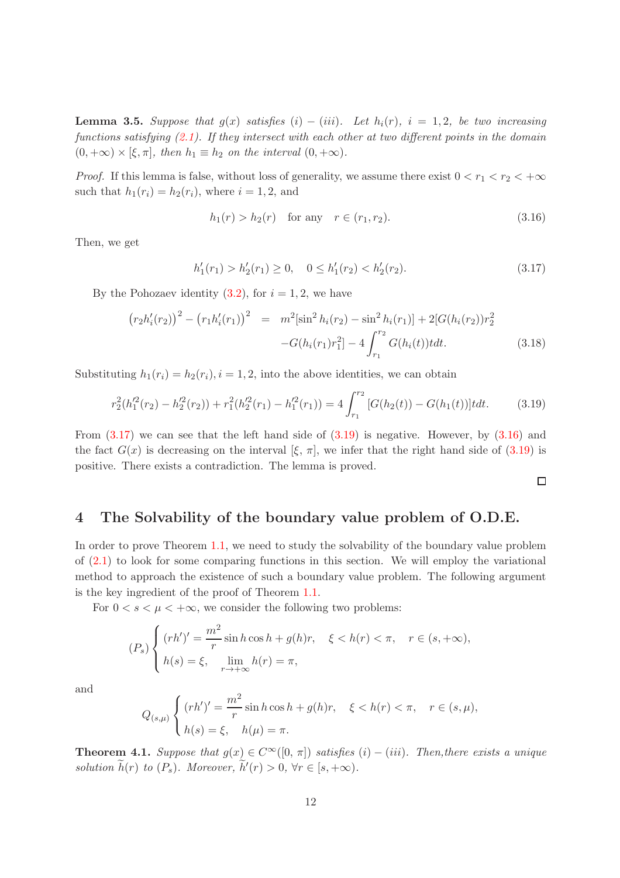**Lemma 3.5.** *Suppose that $g(x)$ satisfies $(i)-(iii)$. Let $h_i(r)$, $i = 1, 2$, be two increasing functions satisfying (2.1). If they intersect with each other at two different points in the domain $(0, +\infty) \times [\xi, \pi]$, then $h_1 \equiv h_2$ on the interval $(0, +\infty)$.*

*Proof.* If this lemma is false, without loss of generality, we assume there exist $0 < r_1 < r_2 < +\infty$ such that $h_1(r_i) = h_2(r_i)$, where $i = 1, 2$, and

$$h_1(r) > h_2(r) \quad \text{for any} \quad r \in (r_1, r_2). \tag{3.16}$$

Then, we get

$$h_1'(r_1) > h_2'(r_1) \geq 0, \quad 0 \leq h_1'(r_2) < h_2'(r_2). \tag{3.17}$$

By the Pohozaev identity (3.2), for $i = 1, 2$, we have

$$\begin{aligned}\big(r_2 h_i'(r_2)\big)^2 - \big(r_1 h_i'(r_1)\big)^2 &= m^2[\sin^2 h_i(r_2) - \sin^2 h_i(r_1)] + 2[G(h_i(r_2))r_2^2 \\ &\quad - G(h_i(r_1)r_1^2] - 4\int_{r_1}^{r_2} G(h_i(t))t dt.\end{aligned} \tag{3.18}$$

Substituting $h_1(r_i) = h_2(r_i), i = 1, 2$, into the above identities, we can obtain

$$r_2^2(h_1'^2(r_2) - h_2'^2(r_2)) + r_1^2(h_2'^2(r_1) - h_1'^2(r_1)) = 4\int_{r_1}^{r_2} [G(h_2(t)) - G(h_1(t))] t dt. \tag{3.19}$$

From (3.17) we can see that the left hand side of (3.19) is negative. However, by (3.16) and the fact $G(x)$ is decreasing on the interval $[\xi, \pi]$, we infer that the right hand side of (3.19) is positive. There exists a contradiction. The lemma is proved. □

## 4 The Solvability of the boundary value problem of O.D.E.

In order to prove Theorem 1.1, we need to study the solvability of the boundary value problem of (2.1) to look for some comparing functions in this section. We will employ the variational method to approach the existence of such a boundary value problem. The following argument is the key ingredient of the proof of Theorem 1.1.

For $0 < s < \mu < +\infty$, we consider the following two problems:

$$(P_s)\begin{cases} (rh')' = \dfrac{m^2}{r}\sin h \cos h + g(h)r, \quad \xi < h(r) < \pi, \quad r \in (s, +\infty), \\ h(s) = \xi, \quad \lim\limits_{r \to +\infty} h(r) = \pi, \end{cases}$$

and

$$Q_{(s,\mu)}\begin{cases} (rh')' = \dfrac{m^2}{r}\sin h \cos h + g(h)r, \quad \xi < h(r) < \pi, \quad r \in (s, \mu), \\ h(s) = \xi, \quad h(\mu) = \pi. \end{cases}$$

**Theorem 4.1.** *Suppose that $g(x) \in C^\infty([0, \pi])$ satisfies $(i)-(iii)$. Then,there exists a unique solution $\widetilde{h}(r)$ to $(P_s)$. Moreover, $\widetilde{h}'(r) > 0$, $\forall r \in [s, +\infty)$.*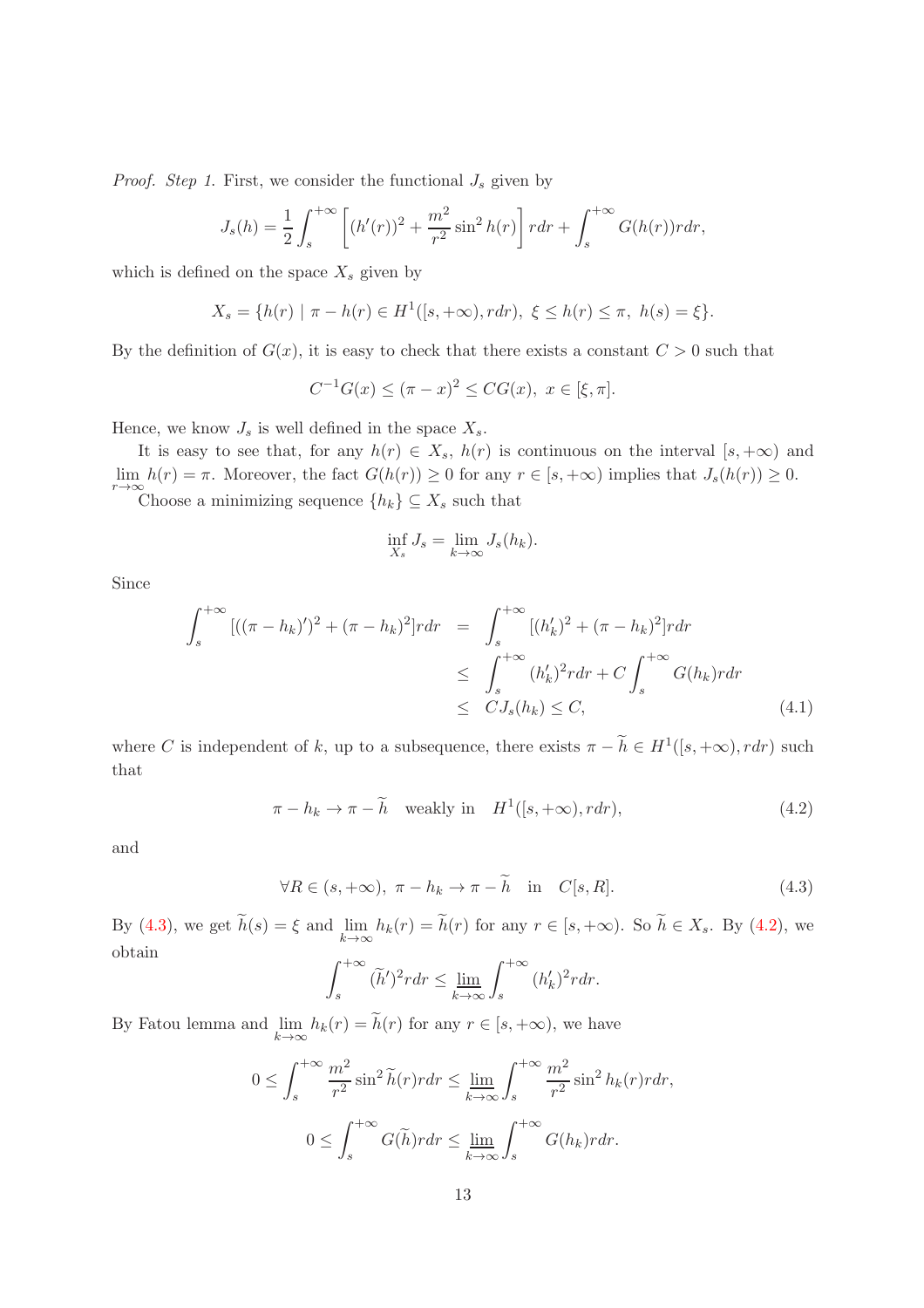*Proof. Step 1.* First, we consider the functional $J_s$ given by

$$J_s(h) = \frac{1}{2}\int_s^{+\infty}\left[(h'(r))^2 + \frac{m^2}{r^2}\sin^2 h(r)\right] rdr + \int_s^{+\infty} G(h(r))rdr,$$

which is defined on the space $X_s$ given by

$$X_s = \{h(r) \mid \pi - h(r) \in H^1([s, +\infty), rdr),\ \xi \leq h(r) \leq \pi,\ h(s) = \xi\}.$$

By the definition of $G(x)$, it is easy to check that there exists a constant $C > 0$ such that

$$C^{-1}G(x) \leq (\pi - x)^2 \leq CG(x),\ x \in [\xi, \pi].$$

Hence, we know $J_s$ is well defined in the space $X_s$.

It is easy to see that, for any $h(r) \in X_s$, $h(r)$ is continuous on the interval $[s, +\infty)$ and $\lim\limits_{r\to\infty} h(r) = \pi$. Moreover, the fact $G(h(r)) \geq 0$ for any $r \in [s, +\infty)$ implies that $J_s(h(r)) \geq 0$.

Choose a minimizing sequence $\{h_k\} \subseteq X_s$ such that

$$\inf_{X_s} J_s = \lim_{k\to\infty} J_s(h_k).$$

Since

$$\begin{aligned}
\int_s^{+\infty} [((\pi - h_k)')^2 + (\pi - h_k)^2]rdr &= \int_s^{+\infty} [(h_k')^2 + (\pi - h_k)^2]rdr \\
&\leq \int_s^{+\infty} (h_k')^2 rdr + C\int_s^{+\infty} G(h_k)rdr \\
&\leq CJ_s(h_k) \leq C, \qquad\qquad (4.1)
\end{aligned}$$

where $C$ is independent of $k$, up to a subsequence, there exists $\pi - \widetilde{h} \in H^1([s, +\infty), rdr)$ such that

$$\pi - h_k \to \pi - \widetilde{h} \quad \text{weakly in} \quad H^1([s, +\infty), rdr), \tag{4.2}$$

and

$$\forall R \in (s, +\infty),\ \pi - h_k \to \pi - \widetilde{h} \quad \text{in} \quad C[s, R]. \tag{4.3}$$

By (4.3), we get $\widetilde{h}(s) = \xi$ and $\lim\limits_{k\to\infty} h_k(r) = \widetilde{h}(r)$ for any $r \in [s, +\infty)$. So $\widetilde{h} \in X_s$. By (4.2), we obtain

$$\int_s^{+\infty} (\widetilde{h}')^2 rdr \leq \varliminf_{k\to\infty} \int_s^{+\infty} (h_k')^2 rdr.$$

By Fatou lemma and $\lim\limits_{k\to\infty} h_k(r) = \widetilde{h}(r)$ for any $r \in [s, +\infty)$, we have

$$0 \leq \int_s^{+\infty} \frac{m^2}{r^2}\sin^2 \widetilde{h}(r)rdr \leq \varliminf_{k\to\infty} \int_s^{+\infty} \frac{m^2}{r^2}\sin^2 h_k(r)rdr,$$

$$0 \leq \int_s^{+\infty} G(\widetilde{h})rdr \leq \varliminf_{k\to\infty} \int_s^{+\infty} G(h_k)rdr.$$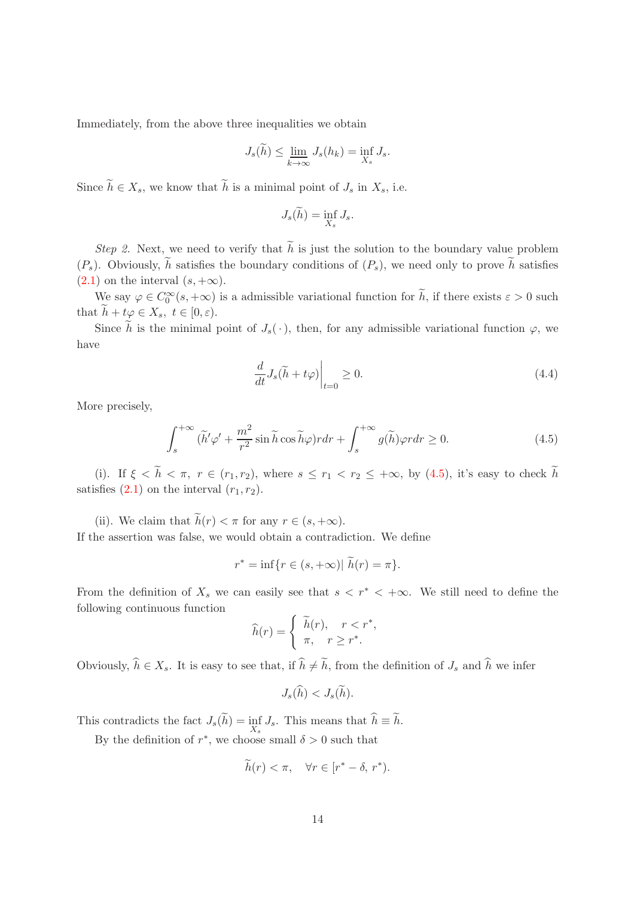Immediately, from the above three inequalities we obtain

$$J_s(\widetilde{h}) \leq \varliminf_{k\to\infty} J_s(h_k) = \inf_{X_s} J_s.$$

Since $\widetilde{h} \in X_s$, we know that $\widetilde{h}$ is a minimal point of $J_s$ in $X_s$, i.e.

$$J_s(\widetilde{h}) = \inf_{X_s} J_s.$$

*Step 2.* Next, we need to verify that $\widetilde{h}$ is just the solution to the boundary value problem $(P_s)$. Obviously, $\widetilde{h}$ satisfies the boundary conditions of $(P_s)$, we need only to prove $\widetilde{h}$ satisfies (2.1) on the interval $(s, +\infty)$.

We say $\varphi \in C_0^\infty(s, +\infty)$ is a admissible variational function for $\widetilde{h}$, if there exists $\varepsilon > 0$ such that $\widetilde{h} + t\varphi \in X_s,\ t \in [0, \varepsilon)$.

Since $\widetilde{h}$ is the minimal point of $J_s(\,\cdot\,)$, then, for any admissible variational function $\varphi$, we have

$$\frac{d}{dt} J_s(\widetilde{h} + t\varphi)\bigg|_{t=0} \geq 0. \tag{4.4}$$

More precisely,

$$\int_s^{+\infty} (\widetilde{h}'\varphi' + \frac{m^2}{r^2}\sin\widetilde{h}\cos\widetilde{h}\varphi) r dr + \int_s^{+\infty} g(\widetilde{h})\varphi r dr \geq 0. \tag{4.5}$$

(i). If $\xi < \widetilde{h} < \pi,\ r \in (r_1, r_2)$, where $s \leq r_1 < r_2 \leq +\infty$, by (4.5), it's easy to check $\widetilde{h}$ satisfies (2.1) on the interval $(r_1, r_2)$.

(ii). We claim that $\widetilde{h}(r) < \pi$ for any $r \in (s, +\infty)$.
If the assertion was false, we would obtain a contradiction. We define

$$r^* = \inf\{r \in (s, +\infty) |\ \widetilde{h}(r) = \pi\}.$$

From the definition of $X_s$ we can easily see that $s < r^* < +\infty$. We still need to define the following continuous function

$$\widehat{h}(r) = \begin{cases} \widetilde{h}(r), & r < r^*, \\ \pi, & r \geq r^*. \end{cases}$$

Obviously, $\widehat{h} \in X_s$. It is easy to see that, if $\widehat{h} \neq \widetilde{h}$, from the definition of $J_s$ and $\widehat{h}$ we infer

$$J_s(\widehat{h}) < J_s(\widetilde{h}).$$

This contradicts the fact $J_s(\widetilde{h}) = \inf_{X_s} J_s$. This means that $\widehat{h} \equiv \widetilde{h}$.

By the definition of $r^*$, we choose small $\delta > 0$ such that

$$\widetilde{h}(r) < \pi, \quad \forall r \in [r^* - \delta,\ r^*).$$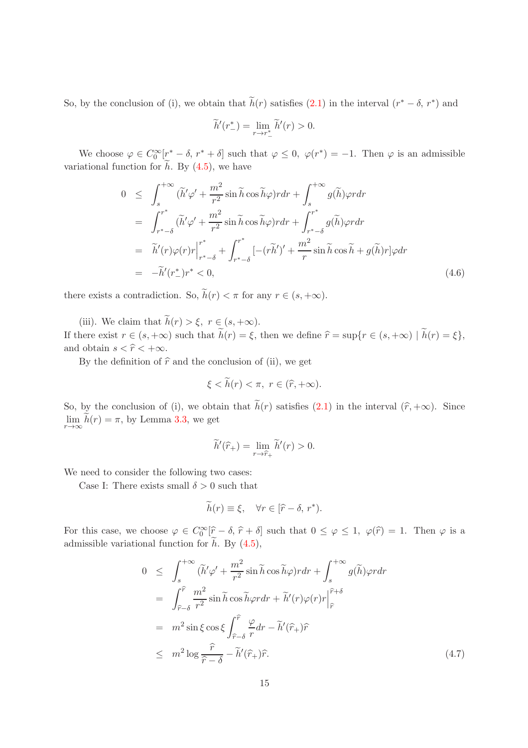So, by the conclusion of (i), we obtain that $\widetilde{h}(r)$ satisfies (2.1) in the interval $(r^*-\delta,\, r^*)$ and

$$\widetilde{h}'(r^*_-) = \lim_{r\to r^*_-} \widetilde{h}'(r) > 0.$$

We choose $\varphi \in C_0^\infty[r^*-\delta,\, r^*+\delta]$ such that $\varphi \le 0,\ \varphi(r^*) = -1$. Then $\varphi$ is an admissible variational function for $\widetilde{h}$. By (4.5), we have

$$
\begin{aligned}
0 \ &\le \ \int_s^{+\infty} (\widetilde{h}'\varphi' + \frac{m^2}{r^2}\sin\widetilde{h}\cos\widetilde{h}\varphi) r dr + \int_s^{+\infty} g(\widetilde{h})\varphi r dr \\
&= \ \int_{r^*-\delta}^{r^*} (\widetilde{h}'\varphi' + \frac{m^2}{r^2}\sin\widetilde{h}\cos\widetilde{h}\varphi) r dr + \int_{r^*-\delta}^{r^*} g(\widetilde{h})\varphi r dr \\
&= \ \widetilde{h}'(r)\varphi(r) r\Big|_{r^*-\delta}^{r^*} + \int_{r^*-\delta}^{r^*} [-(r\widetilde{h}')' + \frac{m^2}{r}\sin\widetilde{h}\cos\widetilde{h} + g(\widetilde{h})r]\varphi dr \\
&= \ -\widetilde{h}'(r^*_-) r^* < 0,
\end{aligned}
\tag{4.6}
$$

there exists a contradiction. So, $\widetilde{h}(r) < \pi$ for any $r \in (s, +\infty)$.

(iii). We claim that $\widetilde{h}(r) > \xi,\ r \in (s, +\infty)$.
If there exist $r \in (s, +\infty)$ such that $\widetilde{h}(r) = \xi$, then we define $\widehat{r} = \sup\{r \in (s, +\infty) \mid \widetilde{h}(r) = \xi\}$, and obtain $s < \widehat{r} < +\infty$.

By the definition of $\widehat{r}$ and the conclusion of (ii), we get

$$\xi < \widetilde{h}(r) < \pi,\ r \in (\widehat{r}, +\infty).$$

So, by the conclusion of (i), we obtain that $\widetilde{h}(r)$ satisfies (2.1) in the interval $(\widehat{r}, +\infty)$. Since $\lim\limits_{r\to\infty} \widetilde{h}(r) = \pi$, by Lemma 3.3, we get

$$\widetilde{h}'(\widehat{r}_+) = \lim_{r\to \widehat{r}_+} \widetilde{h}'(r) > 0.$$

We need to consider the following two cases:

Case I: There exists small $\delta > 0$ such that

$$\widetilde{h}(r) \equiv \xi, \quad \forall r \in [\widehat{r}-\delta,\, r^*).$$

For this case, we choose $\varphi \in C_0^\infty[\widehat{r}-\delta,\, \widehat{r}+\delta]$ such that $0 \le \varphi \le 1,\ \varphi(\widehat{r}) = 1$. Then $\varphi$ is a admissible variational function for $\widetilde{h}$. By (4.5),

$$
\begin{aligned}
0 \ &\le \ \int_s^{+\infty} (\widetilde{h}'\varphi' + \frac{m^2}{r^2}\sin\widetilde{h}\cos\widetilde{h}\varphi) r dr + \int_s^{+\infty} g(\widetilde{h})\varphi r dr \\
&= \ \int_{\widehat{r}-\delta}^{\widehat{r}} \frac{m^2}{r^2}\sin\widetilde{h}\cos\widetilde{h}\varphi r dr + \widetilde{h}'(r)\varphi(r) r\Big|_{\widehat{r}}^{\widehat{r}+\delta} \\
&= \ m^2\sin\xi\cos\xi \int_{\widehat{r}-\delta}^{\widehat{r}} \frac{\varphi}{r} dr - \widetilde{h}'(\widehat{r}_+)\widehat{r} \\
&\le \ m^2 \log\frac{\widehat{r}}{\widehat{r}-\delta} - \widetilde{h}'(\widehat{r}_+)\widehat{r}.
\end{aligned}
\tag{4.7}
$$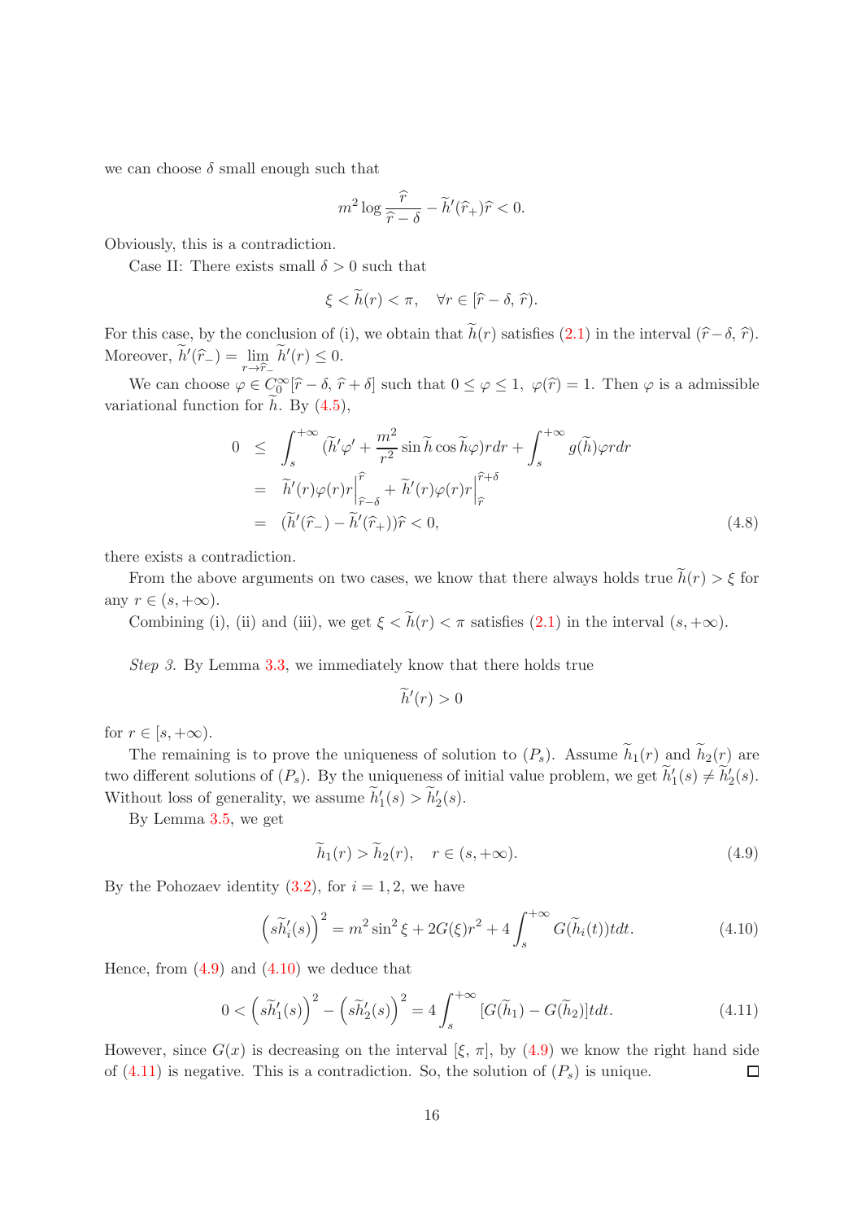we can choose $\delta$ small enough such that

$$m^2 \log \frac{\widehat{r}}{\widehat{r}-\delta} - \widetilde{h}'(\widehat{r}_+)\widehat{r} < 0.$$

Obviously, this is a contradiction.

Case II: There exists small $\delta > 0$ such that

$$\xi < \widetilde{h}(r) < \pi, \quad \forall r \in [\widehat{r}-\delta,\, \widehat{r}).$$

For this case, by the conclusion of (i), we obtain that $\widetilde{h}(r)$ satisfies (2.1) in the interval $(\widehat{r}-\delta,\, \widehat{r})$. Moreover, $\widetilde{h}'(\widehat{r}_-) = \lim\limits_{r\to\widehat{r}_-} \widetilde{h}'(r) \leq 0$.

We can choose $\varphi \in C_0^\infty[\widehat{r}-\delta,\, \widehat{r}+\delta]$ such that $0 \leq \varphi \leq 1$, $\varphi(\widehat{r}) = 1$. Then $\varphi$ is a admissible variational function for $\widetilde{h}$. By (4.5),

$$\begin{aligned}
0 &\leq \int_s^{+\infty} (\widetilde{h}'\varphi' + \frac{m^2}{r^2}\sin\widetilde{h}\cos\widetilde{h}\varphi) r dr + \int_s^{+\infty} g(\widetilde{h})\varphi r dr \\
&= \widetilde{h}'(r)\varphi(r)r\Big|_{\widehat{r}-\delta}^{\widehat{r}} + \widetilde{h}'(r)\varphi(r)r\Big|_{\widehat{r}}^{\widehat{r}+\delta} \\
&= (\widetilde{h}'(\widehat{r}_-) - \widetilde{h}'(\widehat{r}_+))\widehat{r} < 0,
\end{aligned} \tag{4.8}$$

there exists a contradiction.

From the above arguments on two cases, we know that there always holds true $\widetilde{h}(r) > \xi$ for any $r \in (s, +\infty)$.

Combining (i), (ii) and (iii), we get $\xi < \widetilde{h}(r) < \pi$ satisfies (2.1) in the interval $(s, +\infty)$.

*Step 3.* By Lemma 3.3, we immediately know that there holds true

$$\widetilde{h}'(r) > 0$$

for $r \in [s, +\infty)$.

The remaining is to prove the uniqueness of solution to $(P_s)$. Assume $\widetilde{h}_1(r)$ and $\widetilde{h}_2(r)$ are two different solutions of $(P_s)$. By the uniqueness of initial value problem, we get $\widetilde{h}_1'(s) \neq \widetilde{h}_2'(s)$. Without loss of generality, we assume $\widetilde{h}_1'(s) > \widetilde{h}_2'(s)$.

By Lemma 3.5, we get

$$\widetilde{h}_1(r) > \widetilde{h}_2(r), \quad r \in (s, +\infty). \tag{4.9}$$

By the Pohozaev identity (3.2), for $i = 1, 2$, we have

$$\left(s\widetilde{h}_i'(s)\right)^2 = m^2\sin^2\xi + 2G(\xi)r^2 + 4\int_s^{+\infty} G(\widetilde{h}_i(t))t dt. \tag{4.10}$$

Hence, from (4.9) and (4.10) we deduce that

$$0 < \left(s\widetilde{h}_1'(s)\right)^2 - \left(s\widetilde{h}_2'(s)\right)^2 = 4\int_s^{+\infty} [G(\widetilde{h}_1) - G(\widetilde{h}_2)] t dt. \tag{4.11}$$

However, since $G(x)$ is decreasing on the interval $[\xi,\, \pi]$, by (4.9) we know the right hand side of (4.11) is negative. This is a contradiction. So, the solution of $(P_s)$ is unique. □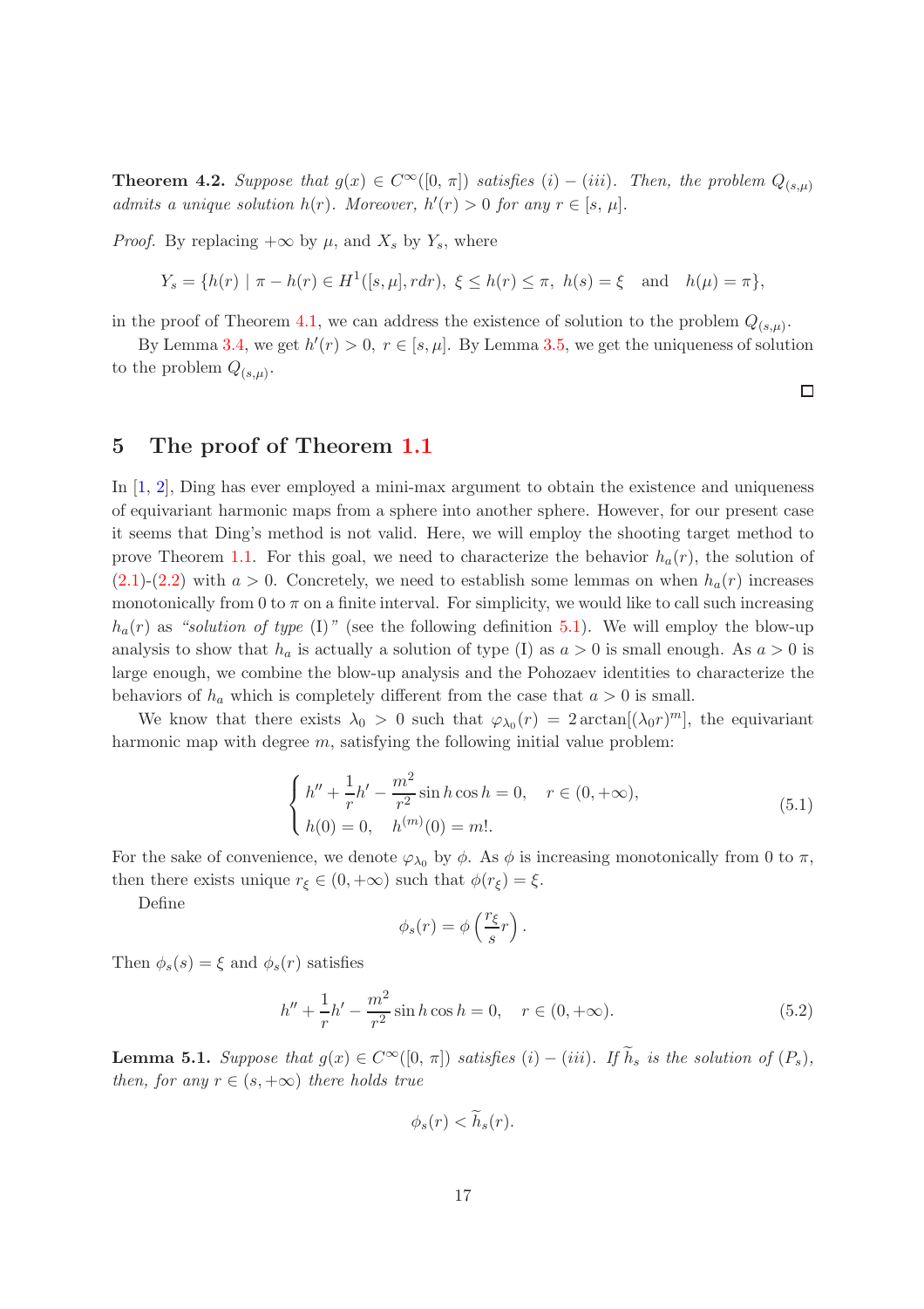**Theorem 4.2.** *Suppose that $g(x) \in C^\infty([0,\pi])$ satisfies $(i)-(iii)$. Then, the problem $Q_{(s,\mu)}$ admits a unique solution $h(r)$. Moreover, $h'(r) > 0$ for any $r \in [s,\mu]$.*

*Proof.* By replacing $+\infty$ by $\mu$, and $X_s$ by $Y_s$, where

$$Y_s = \{h(r) \mid \pi - h(r) \in H^1([s,\mu], rdr),\ \xi \leq h(r) \leq \pi,\ h(s) = \xi \quad \text{and} \quad h(\mu) = \pi\},$$

in the proof of Theorem 4.1, we can address the existence of solution to the problem $Q_{(s,\mu)}$.

By Lemma 3.4, we get $h'(r) > 0,\ r \in [s,\mu]$. By Lemma 3.5, we get the uniqueness of solution to the problem $Q_{(s,\mu)}$.

□

## 5 The proof of Theorem 1.1

In [1, 2], Ding has ever employed a mini-max argument to obtain the existence and uniqueness of equivariant harmonic maps from a sphere into another sphere. However, for our present case it seems that Ding's method is not valid. Here, we will employ the shooting target method to prove Theorem 1.1. For this goal, we need to characterize the behavior $h_a(r)$, the solution of (2.1)-(2.2) with $a > 0$. Concretely, we need to establish some lemmas on when $h_a(r)$ increases monotonically from 0 to $\pi$ on a finite interval. For simplicity, we would like to call such increasing $h_a(r)$ as *"solution of type* (I)*"* (see the following definition 5.1). We will employ the blow-up analysis to show that $h_a$ is actually a solution of type (I) as $a > 0$ is small enough. As $a > 0$ is large enough, we combine the blow-up analysis and the Pohozaev identities to characterize the behaviors of $h_a$ which is completely different from the case that $a > 0$ is small.

We know that there exists $\lambda_0 > 0$ such that $\varphi_{\lambda_0}(r) = 2\arctan[(\lambda_0 r)^m]$, the equivariant harmonic map with degree $m$, satisfying the following initial value problem:

$$\begin{cases} h'' + \dfrac{1}{r}h' - \dfrac{m^2}{r^2}\sin h \cos h = 0, & r \in (0,+\infty), \\ h(0) = 0, \quad h^{(m)}(0) = m!. \end{cases} \tag{5.1}$$

For the sake of convenience, we denote $\varphi_{\lambda_0}$ by $\phi$. As $\phi$ is increasing monotonically from 0 to $\pi$, then there exists unique $r_\xi \in (0,+\infty)$ such that $\phi(r_\xi) = \xi$.

Define

$$\phi_s(r) = \phi\left(\frac{r_\xi}{s} r\right).$$

Then $\phi_s(s) = \xi$ and $\phi_s(r)$ satisfies

$$h'' + \frac{1}{r}h' - \frac{m^2}{r^2}\sin h \cos h = 0, \quad r \in (0,+\infty). \tag{5.2}$$

**Lemma 5.1.** *Suppose that $g(x) \in C^\infty([0,\pi])$ satisfies $(i)-(iii)$. If $\widetilde{h}_s$ is the solution of $(P_s)$, then, for any $r \in (s,+\infty)$ there holds true*

$$\phi_s(r) < \widetilde{h}_s(r).$$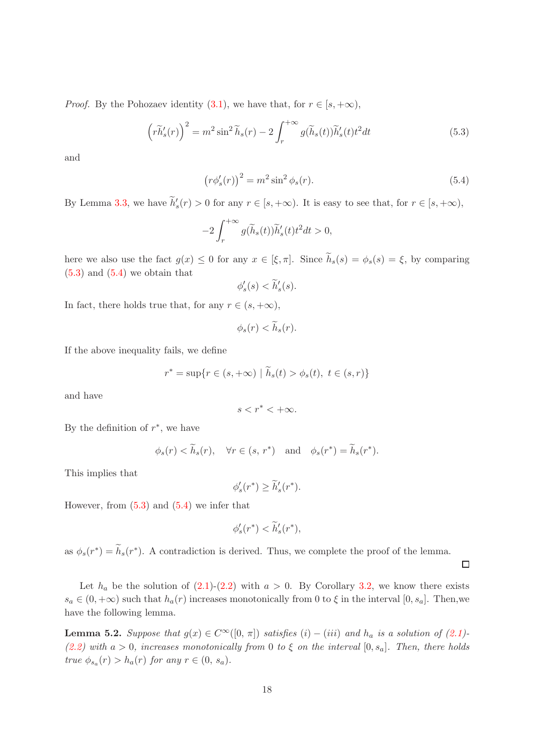*Proof.* By the Pohozaev identity (3.1), we have that, for $r \in [s, +\infty)$,

$$\left(r\widetilde{h}_s'(r)\right)^2 = m^2 \sin^2 \widetilde{h}_s(r) - 2\int_r^{+\infty} g(\widetilde{h}_s(t))\widetilde{h}_s'(t)t^2 dt \tag{5.3}$$

and

$$\left(r\phi_s'(r)\right)^2 = m^2 \sin^2 \phi_s(r). \tag{5.4}$$

By Lemma 3.3, we have $\widetilde{h}_s'(r) > 0$ for any $r \in [s, +\infty)$. It is easy to see that, for $r \in [s, +\infty)$,

$$-2\int_r^{+\infty} g(\widetilde{h}_s(t))\widetilde{h}_s'(t)t^2 dt > 0,$$

here we also use the fact $g(x) \leq 0$ for any $x \in [\xi, \pi]$. Since $\widetilde{h}_s(s) = \phi_s(s) = \xi$, by comparing (5.3) and (5.4) we obtain that

$$\phi_s'(s) < \widetilde{h}_s'(s).$$

In fact, there holds true that, for any $r \in (s, +\infty)$,

$$\phi_s(r) < \widetilde{h}_s(r).$$

If the above inequality fails, we define

$$r^* = \sup\{r \in (s, +\infty) \mid \widetilde{h}_s(t) > \phi_s(t),\ t \in (s, r)\}$$

and have

$$s < r^* < +\infty.$$

By the definition of $r^*$, we have

$$\phi_s(r) < \widetilde{h}_s(r), \quad \forall r \in (s,\, r^*) \quad \text{and} \quad \phi_s(r^*) = \widetilde{h}_s(r^*).$$

This implies that

$$\phi_s'(r^*) \geq \widetilde{h}_s'(r^*).$$

However, from (5.3) and (5.4) we infer that

$$\phi_s'(r^*) < \widetilde{h}_s'(r^*),$$

as $\phi_s(r^*) = \widetilde{h}_s(r^*)$. A contradiction is derived. Thus, we complete the proof of the lemma. □

Let $h_a$ be the solution of (2.1)-(2.2) with $a > 0$. By Corollary 3.2, we know there exists $s_a \in (0, +\infty)$ such that $h_a(r)$ increases monotonically from 0 to $\xi$ in the interval $[0, s_a]$. Then,we have the following lemma.

**Lemma 5.2.** *Suppose that $g(x) \in C^\infty([0, \pi])$ satisfies $(i) - (iii)$ and $h_a$ is a solution of (2.1)-(2.2) with $a > 0$, increases monotonically from 0 to $\xi$ on the interval $[0, s_a]$. Then, there holds true $\phi_{s_a}(r) > h_a(r)$ for any $r \in (0,\, s_a)$.*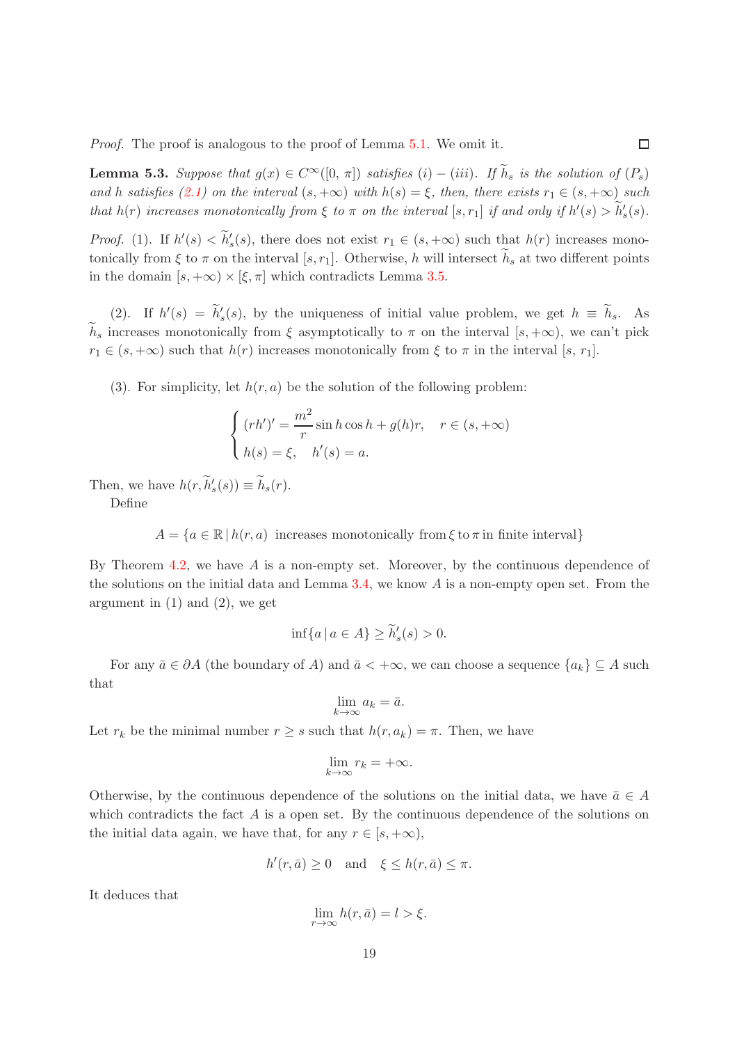*Proof.* The proof is analogous to the proof of Lemma 5.1. We omit it. □

**Lemma 5.3.** *Suppose that $g(x) \in C^\infty([0,\,\pi])$ satisfies $(i)-(iii)$. If $\widetilde{h}_s$ is the solution of $(P_s)$ and $h$ satisfies (2.1) on the interval $(s, +\infty)$ with $h(s) = \xi$, then, there exists $r_1 \in (s, +\infty)$ such that $h(r)$ increases monotonically from $\xi$ to $\pi$ on the interval $[s, r_1]$ if and only if $h'(s) > \widetilde{h}'_s(s)$.*

*Proof.* (1). If $h'(s) < \widetilde{h}'_s(s)$, there does not exist $r_1 \in (s, +\infty)$ such that $h(r)$ increases monotonically from $\xi$ to $\pi$ on the interval $[s, r_1]$. Otherwise, $h$ will intersect $\widetilde{h}_s$ at two different points in the domain $[s, +\infty) \times [\xi, \pi]$ which contradicts Lemma 3.5.

(2). If $h'(s) = \widetilde{h}'_s(s)$, by the uniqueness of initial value problem, we get $h \equiv \widetilde{h}_s$. As $\widetilde{h}_s$ increases monotonically from $\xi$ asymptotically to $\pi$ on the interval $[s, +\infty)$, we can't pick $r_1 \in (s, +\infty)$ such that $h(r)$ increases monotonically from $\xi$ to $\pi$ in the interval $[s,\, r_1]$.

(3). For simplicity, let $h(r, a)$ be the solution of the following problem:

$$\begin{cases} (rh')' = \dfrac{m^2}{r} \sin h \cos h + g(h) r, & r \in (s, +\infty) \\ h(s) = \xi, \quad h'(s) = a. \end{cases}$$

Then, we have $h(r, \widetilde{h}'_s(s)) \equiv \widetilde{h}_s(r)$.

Define

$$A = \{a \in \mathbb{R} \,|\, h(r, a) \text{ increases monotonically from}\, \xi \,\text{to}\, \pi \,\text{in finite interval}\}$$

By Theorem 4.2, we have $A$ is a non-empty set. Moreover, by the continuous dependence of the solutions on the initial data and Lemma 3.4, we know $A$ is a non-empty open set. From the argument in (1) and (2), we get

$$\inf\{a \,|\, a \in A\} \geq \widetilde{h}'_s(s) > 0.$$

For any $\bar{a} \in \partial A$ (the boundary of $A$) and $\bar{a} < +\infty$, we can choose a sequence $\{a_k\} \subseteq A$ such that

$$\lim_{k \to \infty} a_k = \bar{a}.$$

Let $r_k$ be the minimal number $r \geq s$ such that $h(r, a_k) = \pi$. Then, we have

$$\lim_{k \to \infty} r_k = +\infty.$$

Otherwise, by the continuous dependence of the solutions on the initial data, we have $\bar{a} \in A$ which contradicts the fact $A$ is a open set. By the continuous dependence of the solutions on the initial data again, we have that, for any $r \in [s, +\infty)$,

$$h'(r, \bar{a}) \geq 0 \quad \text{and} \quad \xi \leq h(r, \bar{a}) \leq \pi.$$

It deduces that

$$\lim_{r \to \infty} h(r, \bar{a}) = l > \xi.$$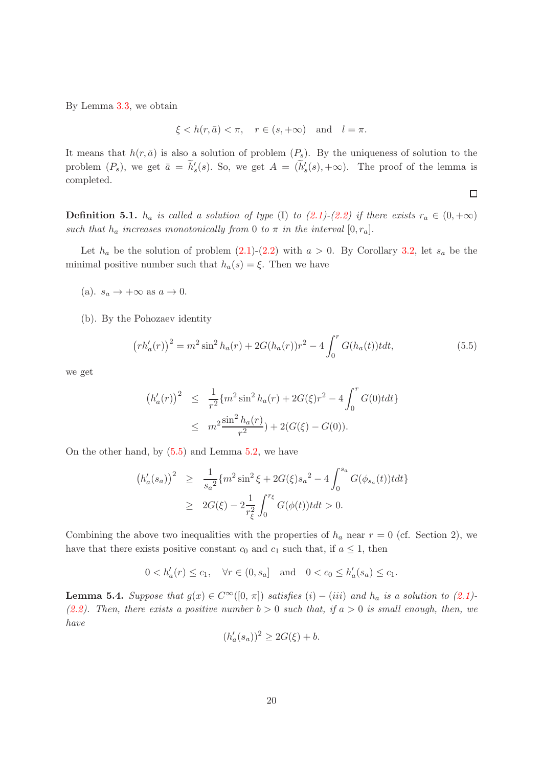By Lemma 3.3, we obtain

$$\xi < h(r, \bar{a}) < \pi, \quad r \in (s, +\infty) \quad \text{and} \quad l = \pi.$$

It means that $h(r, \bar{a})$ is also a solution of problem $(P_s)$. By the uniqueness of solution to the problem $(P_s)$, we get $\bar{a} = \widetilde{h}'_s(s)$. So, we get $A = (\widetilde{h}'_s(s), +\infty)$. The proof of the lemma is completed.

$\square$

**Definition 5.1.** *$h_a$ is called a solution of type* (I) *to (2.1)-(2.2) if there exists $r_a \in (0, +\infty)$ such that $h_a$ increases monotonically from 0 to $\pi$ in the interval $[0, r_a]$.*

Let $h_a$ be the solution of problem (2.1)-(2.2) with $a > 0$. By Corollary 3.2, let $s_a$ be the minimal positive number such that $h_a(s) = \xi$. Then we have

(a). $s_a \to +\infty$ as $a \to 0$.

(b). By the Pohozaev identity

$$\left(rh'_a(r)\right)^2 = m^2 \sin^2 h_a(r) + 2G(h_a(r))r^2 - 4\int_0^r G(h_a(t))tdt, \tag{5.5}$$

we get

$$\begin{aligned}
\left(h'_a(r)\right)^2 &\leq \frac{1}{r^2}\{m^2 \sin^2 h_a(r) + 2G(\xi)r^2 - 4\int_0^r G(0)tdt\} \\
&\leq m^2 \frac{\sin^2 h_a(r)}{r^2}) + 2(G(\xi) - G(0)).
\end{aligned}$$

On the other hand, by (5.5) and Lemma 5.2, we have

$$\begin{aligned}
\left(h'_a(s_a)\right)^2 &\geq \frac{1}{{s_a}^2}\{m^2 \sin^2 \xi + 2G(\xi){s_a}^2 - 4\int_0^{s_a} G(\phi_{s_a}(t))tdt\} \\
&\geq 2G(\xi) - 2\frac{1}{r_\xi^2}\int_0^{r_\xi} G(\phi(t))tdt > 0.
\end{aligned}$$

Combining the above two inequalities with the properties of $h_a$ near $r = 0$ (cf. Section 2), we have that there exists positive constant $c_0$ and $c_1$ such that, if $a \leq 1$, then

$$0 < h'_a(r) \leq c_1, \quad \forall r \in (0, s_a] \quad \text{and} \quad 0 < c_0 \leq h'_a(s_a) \leq c_1.$$

**Lemma 5.4.** *Suppose that $g(x) \in C^\infty([0, \pi])$ satisfies $(i) - (iii)$ and $h_a$ is a solution to (2.1)-(2.2). Then, there exists a positive number $b > 0$ such that, if $a > 0$ is small enough, then, we have*

$$(h'_a(s_a))^2 \geq 2G(\xi) + b.$$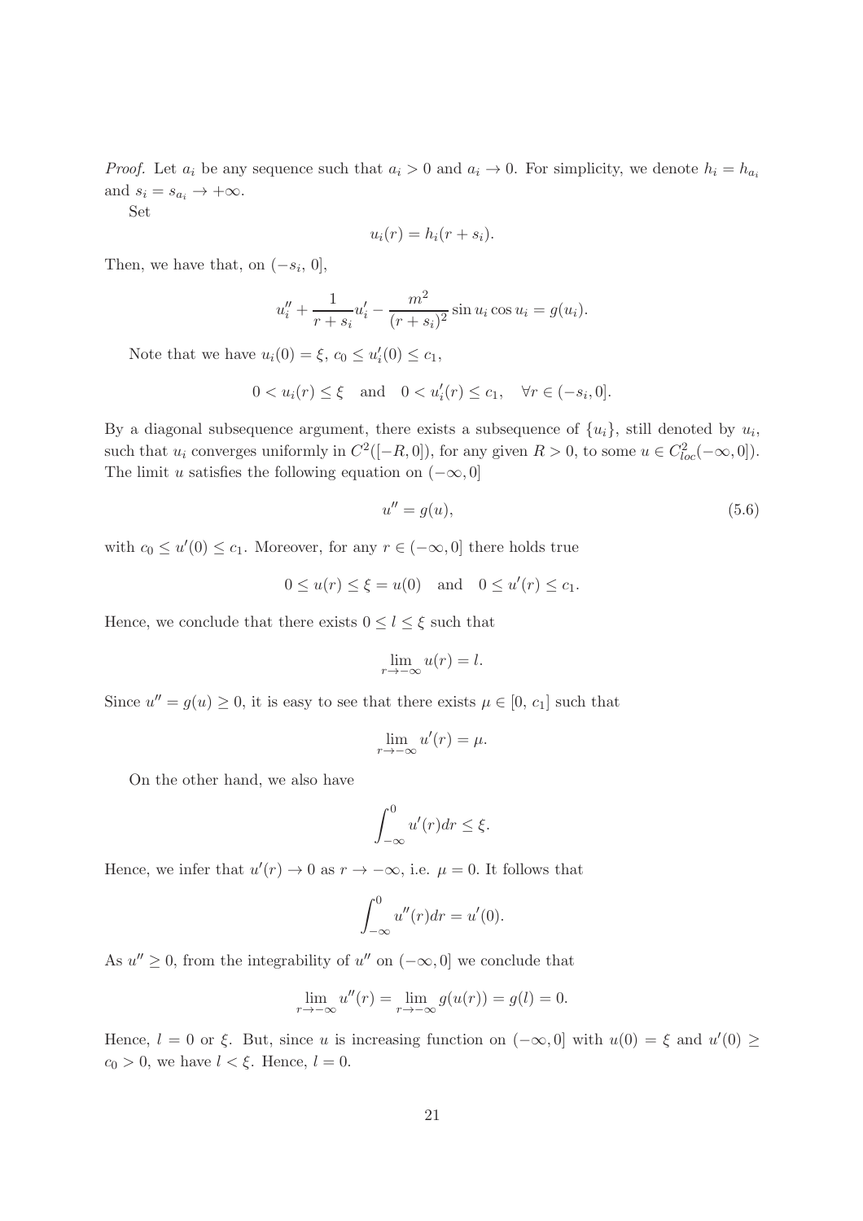*Proof.* Let $a_i$ be any sequence such that $a_i > 0$ and $a_i \to 0$. For simplicity, we denote $h_i = h_{a_i}$ and $s_i = s_{a_i} \to +\infty$.

Set

$$u_i(r) = h_i(r + s_i).$$

Then, we have that, on $(-s_i, 0]$,

$$u_i'' + \frac{1}{r+s_i} u_i' - \frac{m^2}{(r+s_i)^2} \sin u_i \cos u_i = g(u_i).$$

Note that we have $u_i(0) = \xi$, $c_0 \le u_i'(0) \le c_1$,

$$0 < u_i(r) \le \xi \quad \text{and} \quad 0 < u_i'(r) \le c_1, \quad \forall r \in (-s_i, 0].$$

By a diagonal subsequence argument, there exists a subsequence of $\{u_i\}$, still denoted by $u_i$, such that $u_i$ converges uniformly in $C^2([-R, 0])$, for any given $R > 0$, to some $u \in C^2_{loc}(-\infty, 0])$. The limit $u$ satisfies the following equation on $(-\infty, 0]$

$$u'' = g(u), \tag{5.6}$$

with $c_0 \le u'(0) \le c_1$. Moreover, for any $r \in (-\infty, 0]$ there holds true

$$0 \le u(r) \le \xi = u(0) \quad \text{and} \quad 0 \le u'(r) \le c_1.$$

Hence, we conclude that there exists $0 \le l \le \xi$ such that

$$\lim_{r \to -\infty} u(r) = l.$$

Since $u'' = g(u) \ge 0$, it is easy to see that there exists $\mu \in [0,\, c_1]$ such that

$$\lim_{r \to -\infty} u'(r) = \mu.$$

On the other hand, we also have

$$\int_{-\infty}^{0} u'(r) dr \le \xi.$$

Hence, we infer that $u'(r) \to 0$ as $r \to -\infty$, i.e. $\mu = 0$. It follows that

$$\int_{-\infty}^{0} u''(r) dr = u'(0).$$

As $u'' \ge 0$, from the integrability of $u''$ on $(-\infty, 0]$ we conclude that

$$\lim_{r \to -\infty} u''(r) = \lim_{r \to -\infty} g(u(r)) = g(l) = 0.$$

Hence, $l = 0$ or $\xi$. But, since $u$ is increasing function on $(-\infty, 0]$ with $u(0) = \xi$ and $u'(0) \ge c_0 > 0$, we have $l < \xi$. Hence, $l = 0$.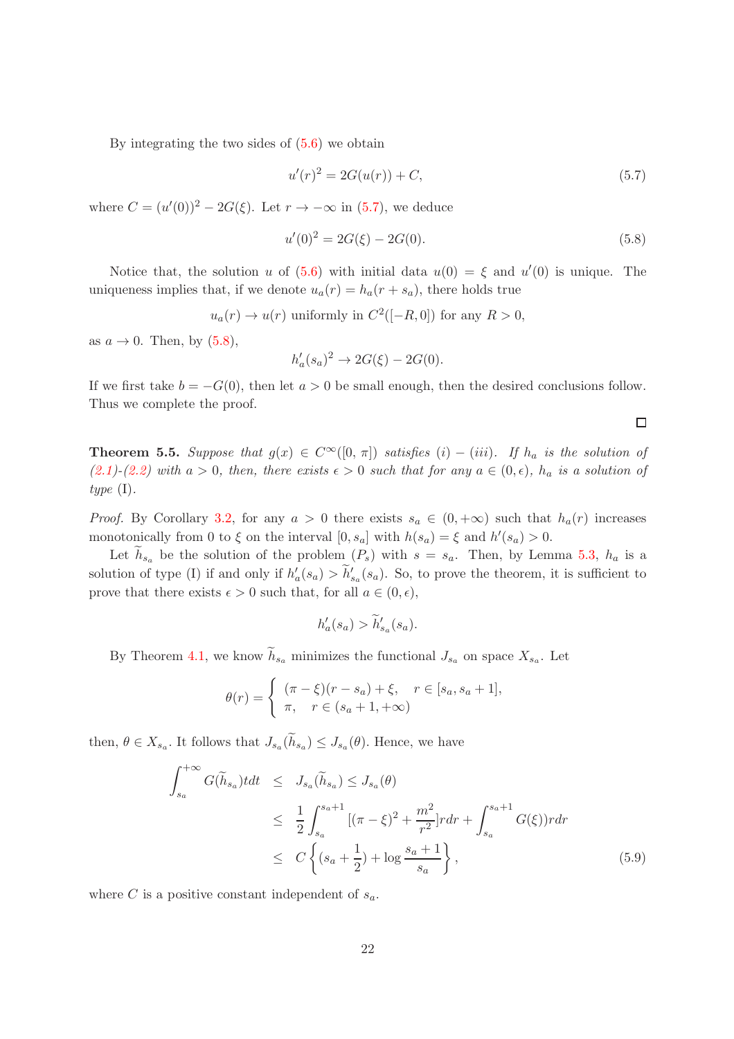By integrating the two sides of (5.6) we obtain

$$u'(r)^2 = 2G(u(r)) + C, \tag{5.7}$$

where $C = (u'(0))^2 - 2G(\xi)$. Let $r \to -\infty$ in (5.7), we deduce

$$u'(0)^2 = 2G(\xi) - 2G(0). \tag{5.8}$$

Notice that, the solution $u$ of (5.6) with initial data $u(0) = \xi$ and $u'(0)$ is unique. The uniqueness implies that, if we denote $u_a(r) = h_a(r + s_a)$, there holds true

$$u_a(r) \to u(r) \text{ uniformly in } C^2([-R, 0]) \text{ for any } R > 0,$$

as $a \to 0$. Then, by (5.8),

$$h_a'(s_a)^2 \to 2G(\xi) - 2G(0).$$

If we first take $b = -G(0)$, then let $a > 0$ be small enough, then the desired conclusions follow. Thus we complete the proof. $\square$

**Theorem 5.5.** *Suppose that $g(x) \in C^\infty([0, \pi])$ satisfies (i) − (iii). If $h_a$ is the solution of (2.1)-(2.2) with $a > 0$, then, there exists $\epsilon > 0$ such that for any $a \in (0, \epsilon)$, $h_a$ is a solution of type* (I).

*Proof.* By Corollary 3.2, for any $a > 0$ there exists $s_a \in (0, +\infty)$ such that $h_a(r)$ increases monotonically from 0 to $\xi$ on the interval $[0, s_a]$ with $h(s_a) = \xi$ and $h'(s_a) > 0$.

Let $\widetilde{h}_{s_a}$ be the solution of the problem $(P_s)$ with $s = s_a$. Then, by Lemma 5.3, $h_a$ is a solution of type (I) if and only if $h_a'(s_a) > \widetilde{h}_{s_a}'(s_a)$. So, to prove the theorem, it is sufficient to prove that there exists $\epsilon > 0$ such that, for all $a \in (0, \epsilon)$,

$$h_a'(s_a) > \widetilde{h}_{s_a}'(s_a).$$

By Theorem 4.1, we know $\widetilde{h}_{s_a}$ minimizes the functional $J_{s_a}$ on space $X_{s_a}$. Let

$$\theta(r) = \begin{cases} (\pi - \xi)(r - s_a) + \xi, & r \in [s_a, s_a + 1], \\ \pi, & r \in (s_a + 1, +\infty) \end{cases}$$

then, $\theta \in X_{s_a}$. It follows that $J_{s_a}(\widetilde{h}_{s_a}) \le J_{s_a}(\theta)$. Hence, we have

$$\begin{aligned} \int_{s_a}^{+\infty} G(\widetilde{h}_{s_a}) t dt &\le J_{s_a}(\widetilde{h}_{s_a}) \le J_{s_a}(\theta) \\ &\le \frac{1}{2} \int_{s_a}^{s_a+1} [(\pi - \xi)^2 + \frac{m^2}{r^2}] r dr + \int_{s_a}^{s_a+1} G(\xi)) r dr \\ &\le C \left\{ (s_a + \frac{1}{2}) + \log \frac{s_a + 1}{s_a} \right\}, \end{aligned} \tag{5.9}$$

where $C$ is a positive constant independent of $s_a$.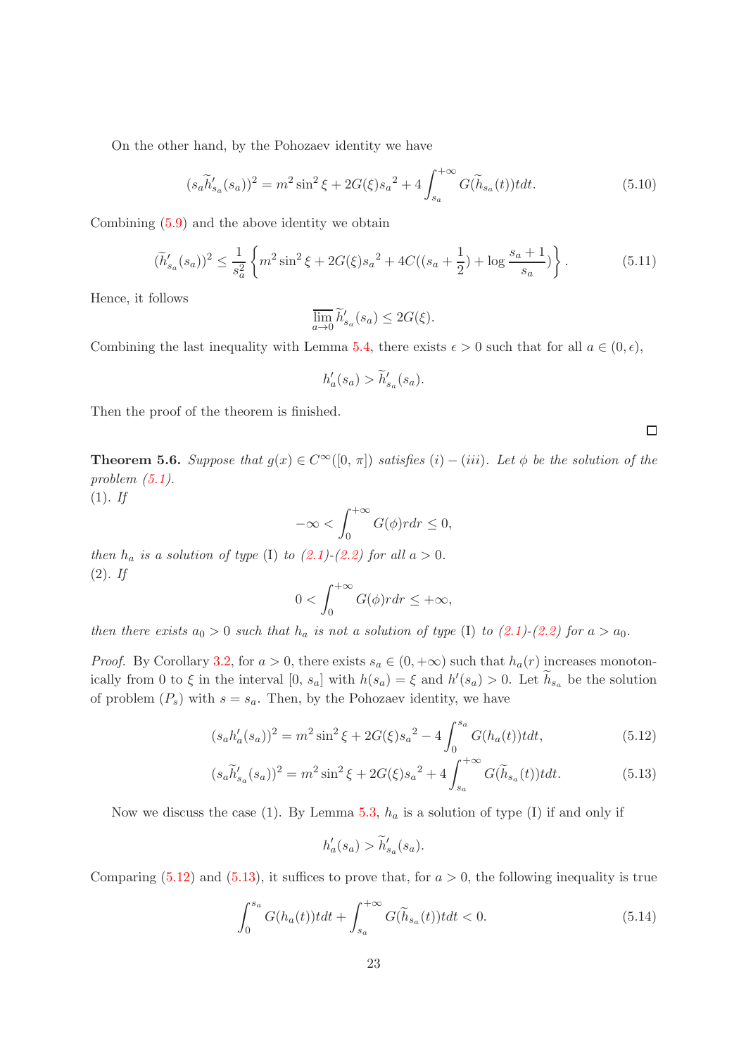On the other hand, by the Pohozaev identity we have

$$(s_a\widetilde{h}'_{s_a}(s_a))^2 = m^2\sin^2\xi + 2G(\xi){s_a}^2 + 4\int_{s_a}^{+\infty} G(\widetilde{h}_{s_a}(t))tdt. \tag{5.10}$$

Combining (5.9) and the above identity we obtain

$$(\widetilde{h}'_{s_a}(s_a))^2 \le \frac{1}{s_a^2}\left\{m^2\sin^2\xi + 2G(\xi){s_a}^2 + 4C((s_a+\frac{1}{2}) + \log\frac{s_a+1}{s_a})\right\}. \tag{5.11}$$

Hence, it follows

$$\overline{\lim_{a\to 0}}\,\widetilde{h}'_{s_a}(s_a) \le 2G(\xi).$$

Combining the last inequality with Lemma 5.4, there exists $\epsilon > 0$ such that for all $a \in (0, \epsilon)$,

$$h'_a(s_a) > \widetilde{h}'_{s_a}(s_a).$$

Then the proof of the theorem is finished. □

**Theorem 5.6.** *Suppose that $g(x) \in C^\infty([0,\,\pi])$ satisfies $(i) - (iii)$. Let $\phi$ be the solution of the problem (5.1).*
*(1). If*

$$-\infty < \int_0^{+\infty} G(\phi)rdr \le 0,$$

*then $h_a$ is a solution of type (I) to (2.1)-(2.2) for all $a > 0$.*
*(2). If*

$$0 < \int_0^{+\infty} G(\phi)rdr \le +\infty,$$

*then there exists $a_0 > 0$ such that $h_a$ is not a solution of type (I) to (2.1)-(2.2) for $a > a_0$.*

*Proof.* By Corollary 3.2, for $a > 0$, there exists $s_a \in (0, +\infty)$ such that $h_a(r)$ increases monotonically from 0 to $\xi$ in the interval $[0,\, s_a]$ with $h(s_a) = \xi$ and $h'(s_a) > 0$. Let $\widetilde{h}_{s_a}$ be the solution of problem $(P_s)$ with $s = s_a$. Then, by the Pohozaev identity, we have

$$(s_a h'_a(s_a))^2 = m^2\sin^2\xi + 2G(\xi){s_a}^2 - 4\int_0^{s_a} G(h_a(t))tdt, \tag{5.12}$$

$$(s_a\widetilde{h}'_{s_a}(s_a))^2 = m^2\sin^2\xi + 2G(\xi){s_a}^2 + 4\int_{s_a}^{+\infty} G(\widetilde{h}_{s_a}(t))tdt. \tag{5.13}$$

Now we discuss the case (1). By Lemma 5.3, $h_a$ is a solution of type (I) if and only if

$$h'_a(s_a) > \widetilde{h}'_{s_a}(s_a).$$

Comparing (5.12) and (5.13), it suffices to prove that, for $a > 0$, the following inequality is true

$$\int_0^{s_a} G(h_a(t))tdt + \int_{s_a}^{+\infty} G(\widetilde{h}_{s_a}(t))tdt < 0. \tag{5.14}$$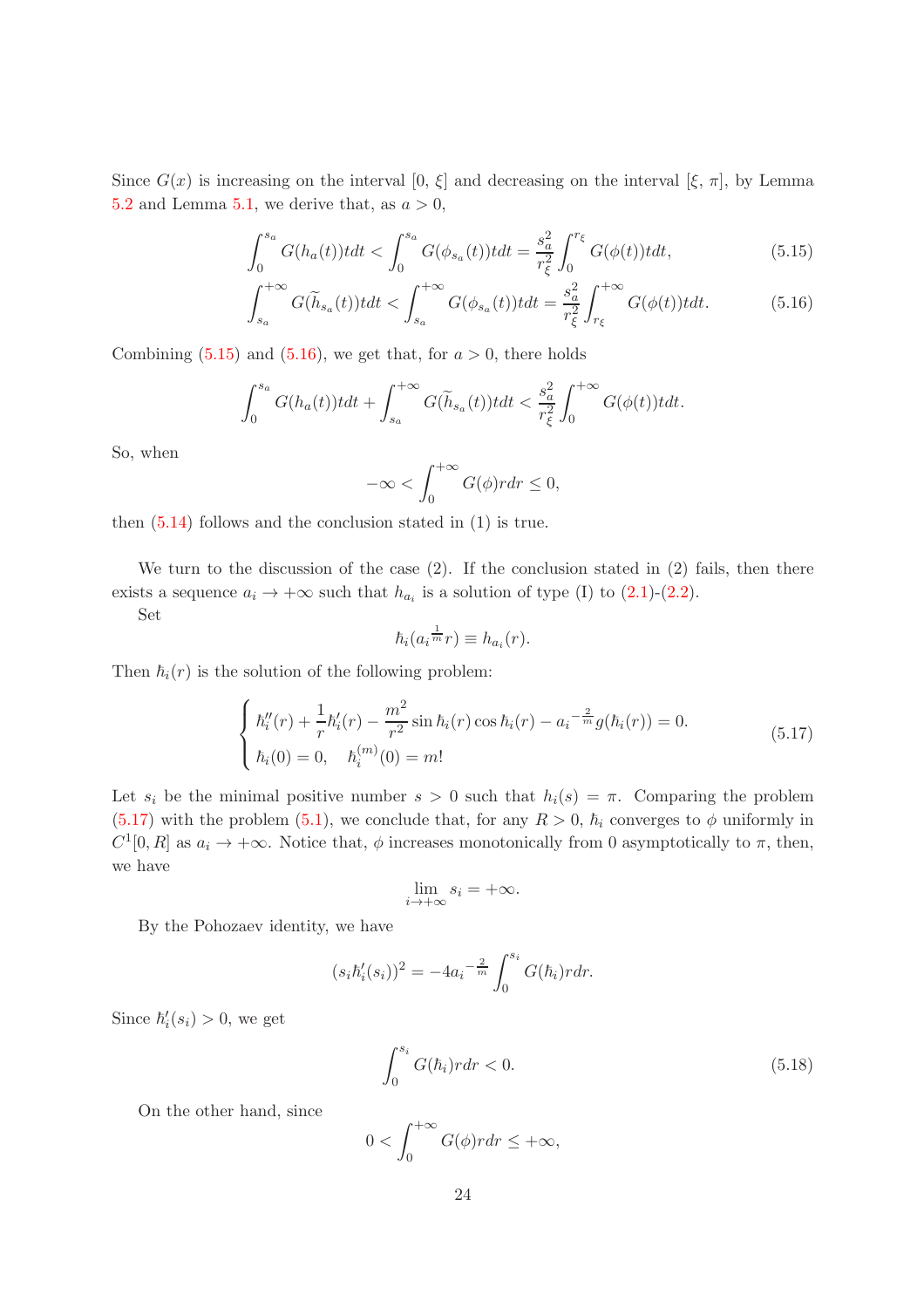Since $G(x)$ is increasing on the interval $[0,\, \xi]$ and decreasing on the interval $[\xi,\, \pi]$, by Lemma 5.2 and Lemma 5.1, we derive that, as $a > 0$,

$$\int_0^{s_a} G(h_a(t))tdt < \int_0^{s_a} G(\phi_{s_a}(t))tdt = \frac{s_a^2}{r_\xi^2}\int_0^{r_\xi} G(\phi(t))tdt, \tag{5.15}$$

$$\int_{s_a}^{+\infty} G(\widetilde{h}_{s_a}(t))tdt < \int_{s_a}^{+\infty} G(\phi_{s_a}(t))tdt = \frac{s_a^2}{r_\xi^2}\int_{r_\xi}^{+\infty} G(\phi(t))tdt. \tag{5.16}$$

Combining (5.15) and (5.16), we get that, for $a > 0$, there holds

$$\int_0^{s_a} G(h_a(t))tdt + \int_{s_a}^{+\infty} G(\widetilde{h}_{s_a}(t))tdt < \frac{s_a^2}{r_\xi^2}\int_0^{+\infty} G(\phi(t))tdt.$$

So, when

$$-\infty < \int_0^{+\infty} G(\phi)rdr \leq 0,$$

then (5.14) follows and the conclusion stated in (1) is true.

We turn to the discussion of the case (2). If the conclusion stated in (2) fails, then there exists a sequence $a_i \to +\infty$ such that $h_{a_i}$ is a solution of type (I) to (2.1)-(2.2).

Set

$$\hbar_i(a_i^{\frac{1}{m}} r) \equiv h_{a_i}(r).$$

Then $\hbar_i(r)$ is the solution of the following problem:

$$\begin{cases} \hbar_i''(r) + \dfrac{1}{r}\hbar_i'(r) - \dfrac{m^2}{r^2}\sin\hbar_i(r)\cos\hbar_i(r) - a_i^{-\frac{2}{m}} g(\hbar_i(r)) = 0. \\ \hbar_i(0) = 0, \quad \hbar_i^{(m)}(0) = m! \end{cases} \tag{5.17}$$

Let $s_i$ be the minimal positive number $s > 0$ such that $h_i(s) = \pi$. Comparing the problem (5.17) with the problem (5.1), we conclude that, for any $R > 0$, $\hbar_i$ converges to $\phi$ uniformly in $C^1[0, R]$ as $a_i \to +\infty$. Notice that, $\phi$ increases monotonically from 0 asymptotically to $\pi$, then, we have

$$\lim_{i\to+\infty} s_i = +\infty.$$

By the Pohozaev identity, we have

$$(s_i \hbar_i'(s_i))^2 = -4a_i^{-\frac{2}{m}}\int_0^{s_i} G(\hbar_i)rdr.$$

Since $\hbar_i'(s_i) > 0$, we get

$$\int_0^{s_i} G(\hbar_i)rdr < 0. \tag{5.18}$$

On the other hand, since

$$0 < \int_0^{+\infty} G(\phi)rdr \leq +\infty,$$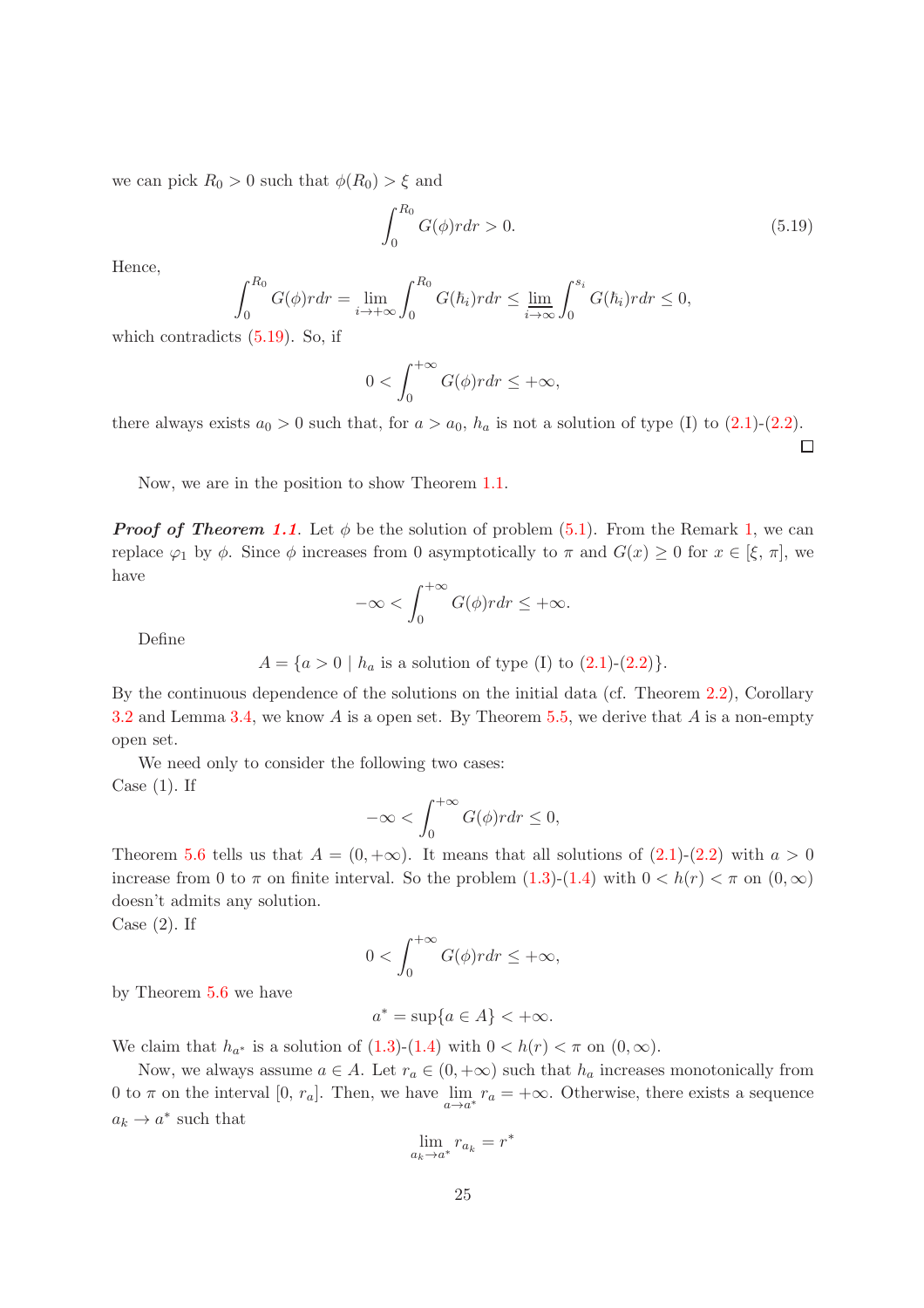we can pick $R_0 > 0$ such that $\phi(R_0) > \xi$ and

$$\int_0^{R_0} G(\phi) r dr > 0. \tag{5.19}$$

Hence,

$$\int_0^{R_0} G(\phi) r dr = \lim_{i \to +\infty} \int_0^{R_0} G(\hbar_i) r dr \leq \varliminf_{i \to \infty} \int_0^{s_i} G(\hbar_i) r dr \leq 0,$$

which contradicts (5.19). So, if

$$0 < \int_0^{+\infty} G(\phi) r dr \leq +\infty,$$

there always exists $a_0 > 0$ such that, for $a > a_0$, $h_a$ is not a solution of type (I) to (2.1)-(2.2). □

Now, we are in the position to show Theorem 1.1.

***Proof of Theorem 1.1***. Let $\phi$ be the solution of problem (5.1). From the Remark 1, we can replace $\varphi_1$ by $\phi$. Since $\phi$ increases from 0 asymptotically to $\pi$ and $G(x) \geq 0$ for $x \in [\xi, \pi]$, we have

$$-\infty < \int_0^{+\infty} G(\phi) r dr \leq +\infty.$$

Define

$$A = \{a > 0 \mid h_a \text{ is a solution of type (I) to (2.1)-(2.2)}\}.$$

By the continuous dependence of the solutions on the initial data (cf. Theorem 2.2), Corollary 3.2 and Lemma 3.4, we know $A$ is a open set. By Theorem 5.5, we derive that $A$ is a non-empty open set.

We need only to consider the following two cases:
Case (1). If

$$-\infty < \int_0^{+\infty} G(\phi) r dr \leq 0,$$

Theorem 5.6 tells us that $A = (0, +\infty)$. It means that all solutions of (2.1)-(2.2) with $a > 0$ increase from 0 to $\pi$ on finite interval. So the problem (1.3)-(1.4) with $0 < h(r) < \pi$ on $(0, \infty)$ doesn't admits any solution.
Case (2). If

$$0 < \int_0^{+\infty} G(\phi) r dr \leq +\infty,$$

by Theorem 5.6 we have

$$a^* = \sup\{a \in A\} < +\infty.$$

We claim that $h_{a^*}$ is a solution of (1.3)-(1.4) with $0 < h(r) < \pi$ on $(0, \infty)$.

Now, we always assume $a \in A$. Let $r_a \in (0, +\infty)$ such that $h_a$ increases monotonically from 0 to $\pi$ on the interval $[0, r_a]$. Then, we have $\lim\limits_{a \to a^*} r_a = +\infty$. Otherwise, there exists a sequence $a_k \to a^*$ such that

$$\lim_{a_k \to a^*} r_{a_k} = r^*$$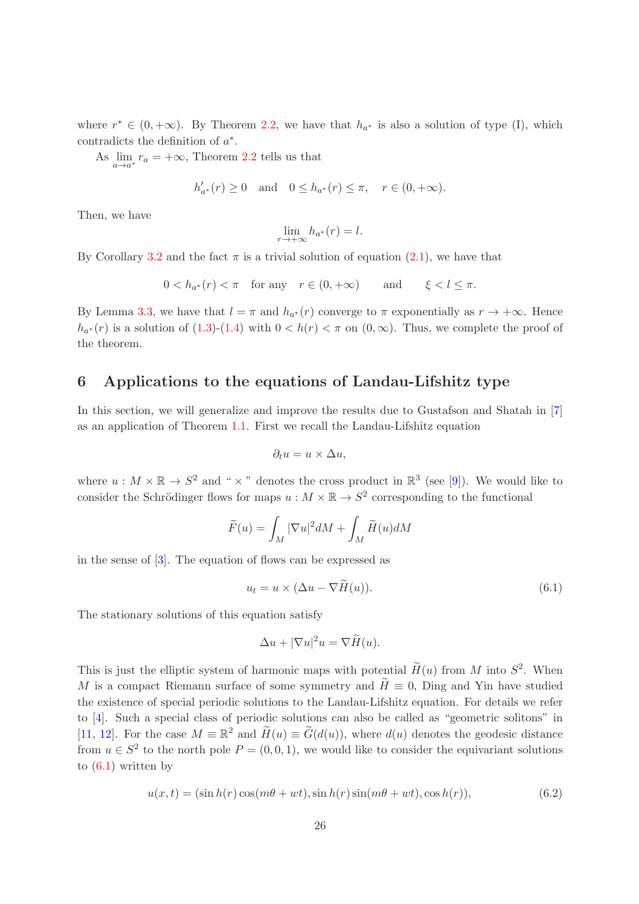where $r^* \in (0, +\infty)$. By Theorem 2.2, we have that $h_{a^*}$ is also a solution of type (I), which contradicts the definition of $a^*$.

As $\lim_{a \to a^*} r_a = +\infty$, Theorem 2.2 tells us that

$$h'_{a^*}(r) \geq 0 \quad \text{and} \quad 0 \leq h_{a^*}(r) \leq \pi, \quad r \in (0, +\infty).$$

Then, we have

$$\lim_{r \to +\infty} h_{a^*}(r) = l.$$

By Corollary 3.2 and the fact $\pi$ is a trivial solution of equation (2.1), we have that

$$0 < h_{a^*}(r) < \pi \quad \text{for any} \quad r \in (0, +\infty) \qquad \text{and} \qquad \xi < l \leq \pi.$$

By Lemma 3.3, we have that $l = \pi$ and $h_{a^*}(r)$ converge to $\pi$ exponentially as $r \to +\infty$. Hence $h_{a^*}(r)$ is a solution of (1.3)-(1.4) with $0 < h(r) < \pi$ on $(0, \infty)$. Thus, we complete the proof of the theorem.

## 6 Applications to the equations of Landau-Lifshitz type

In this section, we will generalize and improve the results due to Gustafson and Shatah in [7] as an application of Theorem 1.1. First we recall the Landau-Lifshitz equation

$$\partial_t u = u \times \Delta u,$$

where $u : M \times \mathbb{R} \to S^2$ and " $\times$ " denotes the cross product in $\mathbb{R}^3$ (see [9]). We would like to consider the Schrödinger flows for maps $u : M \times \mathbb{R} \to S^2$ corresponding to the functional

$$\widetilde{F}(u) = \int_M |\nabla u|^2 dM + \int_M \widetilde{H}(u) dM$$

in the sense of [3]. The equation of flows can be expressed as

$$u_t = u \times (\Delta u - \nabla \widetilde{H}(u)). \tag{6.1}$$

The stationary solutions of this equation satisfy

$$\Delta u + |\nabla u|^2 u = \nabla \widetilde{H}(u).$$

This is just the elliptic system of harmonic maps with potential $\widetilde{H}(u)$ from $M$ into $S^2$. When $M$ is a compact Riemann surface of some symmetry and $\widetilde{H} \equiv 0$, Ding and Yin have studied the existence of special periodic solutions to the Landau-Lifshitz equation. For details we refer to [4]. Such a special class of periodic solutions can also be called as "geometric solitons" in [11, 12]. For the case $M \equiv \mathbb{R}^2$ and $\widetilde{H}(u) \equiv \widetilde{G}(d(u))$, where $d(u)$ denotes the geodesic distance from $u \in S^2$ to the north pole $P = (0, 0, 1)$, we would like to consider the equivariant solutions to (6.1) written by

$$u(x, t) = (\sin h(r) \cos(m\theta + wt), \sin h(r) \sin(m\theta + wt), \cos h(r)), \tag{6.2}$$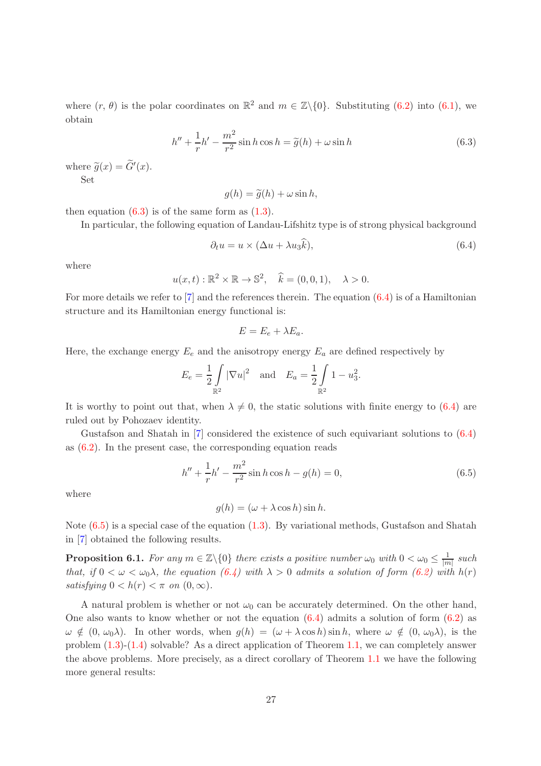where $(r, \theta)$ is the polar coordinates on $\mathbb{R}^2$ and $m \in \mathbb{Z}\backslash\{0\}$. Substituting (6.2) into (6.1), we obtain

$$h'' + \frac{1}{r}h' - \frac{m^2}{r^2}\sin h \cos h = \widetilde{g}(h) + \omega \sin h \tag{6.3}$$

where $\widetilde{g}(x) = \widetilde{G}'(x)$.

Set

$$g(h) = \widetilde{g}(h) + \omega \sin h,$$

then equation (6.3) is of the same form as (1.3).

In particular, the following equation of Landau-Lifshitz type is of strong physical background

$$\partial_t u = u \times (\Delta u + \lambda u_3 \widehat{k}), \tag{6.4}$$

where

$$u(x,t) : \mathbb{R}^2 \times \mathbb{R} \to \mathbb{S}^2, \quad \widehat{k} = (0,0,1), \quad \lambda > 0.$$

For more details we refer to [7] and the references therein. The equation (6.4) is of a Hamiltonian structure and its Hamiltonian energy functional is:

$$E = E_e + \lambda E_a.$$

Here, the exchange energy $E_e$ and the anisotropy energy $E_a$ are defined respectively by

$$E_e = \frac{1}{2}\int_{\mathbb{R}^2} |\nabla u|^2 \quad \text{and} \quad E_a = \frac{1}{2}\int_{\mathbb{R}^2} 1 - u_3^2.$$

It is worthy to point out that, when $\lambda \neq 0$, the static solutions with finite energy to (6.4) are ruled out by Pohozaev identity.

Gustafson and Shatah in [7] considered the existence of such equivariant solutions to (6.4) as (6.2). In the present case, the corresponding equation reads

$$h'' + \frac{1}{r}h' - \frac{m^2}{r^2}\sin h \cos h - g(h) = 0, \tag{6.5}$$

where

$$g(h) = (\omega + \lambda \cos h)\sin h.$$

Note (6.5) is a special case of the equation (1.3). By variational methods, Gustafson and Shatah in [7] obtained the following results.

**Proposition 6.1.** *For any $m \in \mathbb{Z}\backslash\{0\}$ there exists a positive number $\omega_0$ with $0 < \omega_0 \leq \frac{1}{|m|}$ such that, if $0 < \omega < \omega_0\lambda$, the equation (6.4) with $\lambda > 0$ admits a solution of form (6.2) with $h(r)$ satisfying $0 < h(r) < \pi$ on $(0, \infty)$.*

A natural problem is whether or not $\omega_0$ can be accurately determined. On the other hand, One also wants to know whether or not the equation (6.4) admits a solution of form (6.2) as $\omega \notin (0, \omega_0\lambda)$. In other words, when $g(h) = (\omega + \lambda \cos h)\sin h$, where $\omega \notin (0, \omega_0\lambda)$, is the problem (1.3)-(1.4) solvable? As a direct application of Theorem 1.1, we can completely answer the above problems. More precisely, as a direct corollary of Theorem 1.1 we have the following more general results: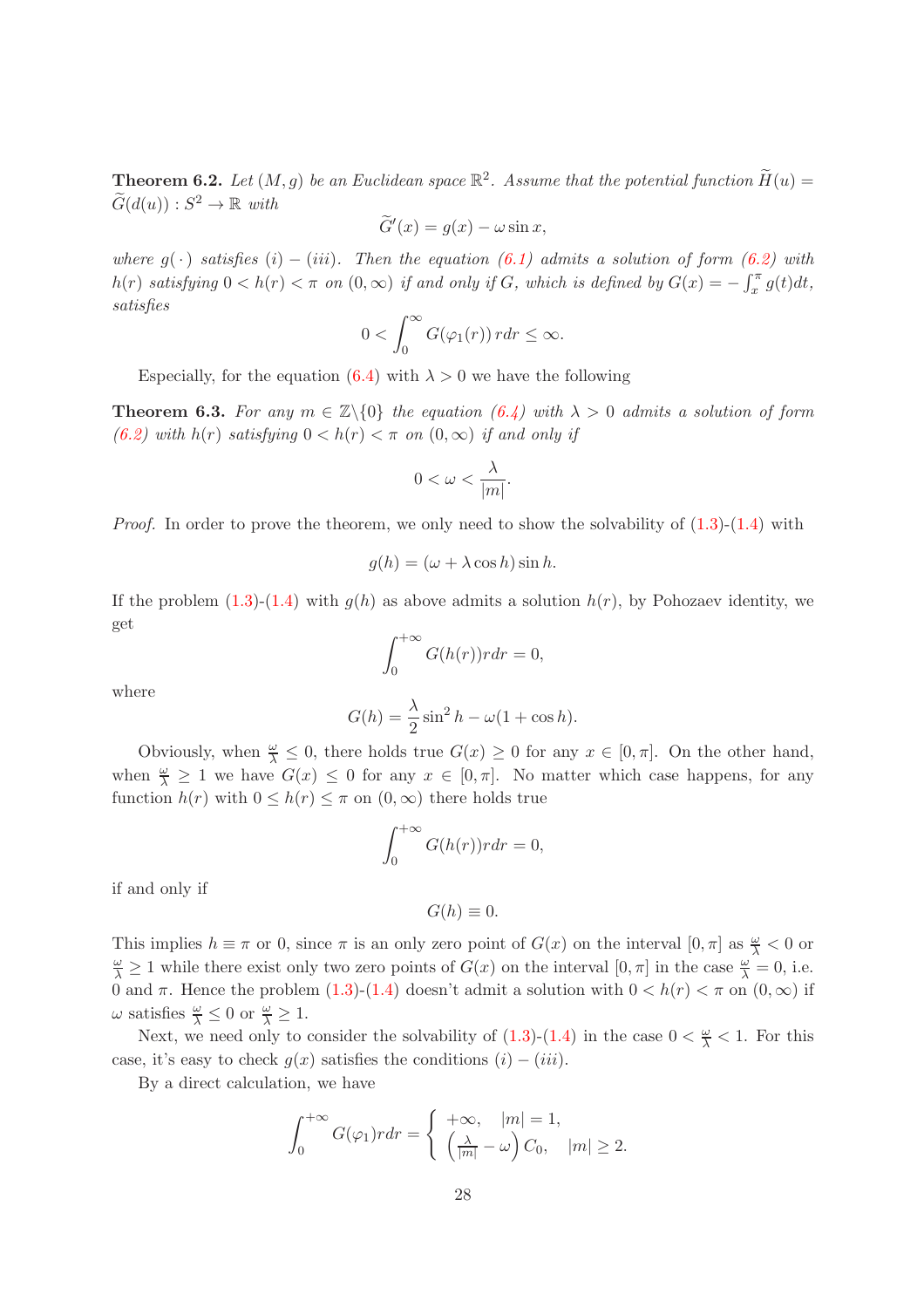**Theorem 6.2.** *Let $(M, g)$ be an Euclidean space $\mathbb{R}^2$. Assume that the potential function $\widetilde{H}(u) = \widetilde{G}(d(u)) : S^2 \to \mathbb{R}$ with*

$$\widetilde{G}'(x) = g(x) - \omega \sin x,$$

*where $g(\cdot)$ satisfies $(i) - (iii)$. Then the equation (6.1) admits a solution of form (6.2) with $h(r)$ satisfying $0 < h(r) < \pi$ on $(0, \infty)$ if and only if $G$, which is defined by $G(x) = -\int_x^\pi g(t)dt$, satisfies*

$$0 < \int_0^\infty G(\varphi_1(r))\, rdr \leq \infty.$$

Especially, for the equation (6.4) with $\lambda > 0$ we have the following

**Theorem 6.3.** *For any $m \in \mathbb{Z}\backslash\{0\}$ the equation (6.4) with $\lambda > 0$ admits a solution of form (6.2) with $h(r)$ satisfying $0 < h(r) < \pi$ on $(0, \infty)$ if and only if*

$$0 < \omega < \frac{\lambda}{|m|}.$$

*Proof.* In order to prove the theorem, we only need to show the solvability of (1.3)-(1.4) with

$$g(h) = (\omega + \lambda \cos h) \sin h.$$

If the problem (1.3)-(1.4) with $g(h)$ as above admits a solution $h(r)$, by Pohozaev identity, we get

$$\int_0^{+\infty} G(h(r)) rdr = 0,$$

where

$$G(h) = \frac{\lambda}{2} \sin^2 h - \omega(1 + \cos h).$$

Obviously, when $\frac{\omega}{\lambda} \leq 0$, there holds true $G(x) \geq 0$ for any $x \in [0, \pi]$. On the other hand, when $\frac{\omega}{\lambda} \geq 1$ we have $G(x) \leq 0$ for any $x \in [0, \pi]$. No matter which case happens, for any function $h(r)$ with $0 \leq h(r) \leq \pi$ on $(0, \infty)$ there holds true

$$\int_0^{+\infty} G(h(r)) rdr = 0,$$

if and only if

$$G(h) \equiv 0.$$

This implies $h \equiv \pi$ or $0$, since $\pi$ is an only zero point of $G(x)$ on the interval $[0, \pi]$ as $\frac{\omega}{\lambda} < 0$ or $\frac{\omega}{\lambda} \geq 1$ while there exist only two zero points of $G(x)$ on the interval $[0, \pi]$ in the case $\frac{\omega}{\lambda} = 0$, i.e. $0$ and $\pi$. Hence the problem (1.3)-(1.4) doesn't admit a solution with $0 < h(r) < \pi$ on $(0, \infty)$ if $\omega$ satisfies $\frac{\omega}{\lambda} \leq 0$ or $\frac{\omega}{\lambda} \geq 1$.

Next, we need only to consider the solvability of (1.3)-(1.4) in the case $0 < \frac{\omega}{\lambda} < 1$. For this case, it's easy to check $g(x)$ satisfies the conditions $(i) - (iii)$.

By a direct calculation, we have

$$\int_0^{+\infty} G(\varphi_1) rdr = \begin{cases} +\infty, & |m| = 1, \\ \left(\frac{\lambda}{|m|} - \omega\right) C_0, & |m| \geq 2. \end{cases}$$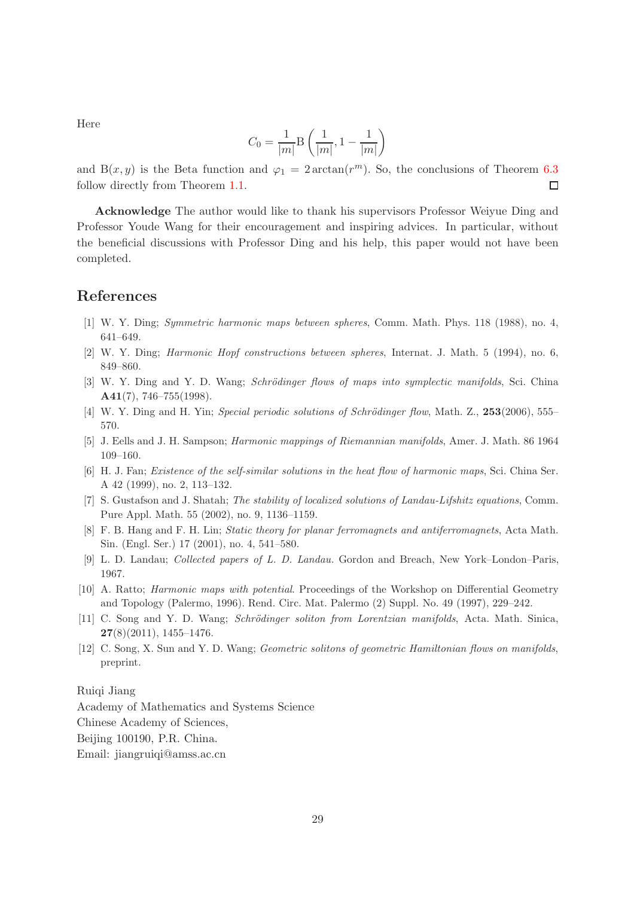Here

$$C_0 = \frac{1}{|m|}\mathrm{B}\left(\frac{1}{|m|}, 1 - \frac{1}{|m|}\right)$$

and $\mathrm{B}(x, y)$ is the Beta function and $\varphi_1 = 2\arctan(r^m)$. So, the conclusions of Theorem 6.3 follow directly from Theorem 1.1. $\square$

**Acknowledge** The author would like to thank his supervisors Professor Weiyue Ding and Professor Youde Wang for their encouragement and inspiring advices. In particular, without the beneficial discussions with Professor Ding and his help, this paper would not have been completed.

## References

[1] W. Y. Ding; *Symmetric harmonic maps between spheres*, Comm. Math. Phys. 118 (1988), no. 4, 641–649.

[2] W. Y. Ding; *Harmonic Hopf constructions between spheres*, Internat. J. Math. 5 (1994), no. 6, 849–860.

[3] W. Y. Ding and Y. D. Wang; *Schrödinger flows of maps into symplectic manifolds*, Sci. China **A41**(7), 746–755(1998).

[4] W. Y. Ding and H. Yin; *Special periodic solutions of Schrödinger flow*, Math. Z., **253**(2006), 555–570.

[5] J. Eells and J. H. Sampson; *Harmonic mappings of Riemannian manifolds*, Amer. J. Math. 86 1964 109–160.

[6] H. J. Fan; *Existence of the self-similar solutions in the heat flow of harmonic maps*, Sci. China Ser. A 42 (1999), no. 2, 113–132.

[7] S. Gustafson and J. Shatah; *The stability of localized solutions of Landau-Lifshitz equations*, Comm. Pure Appl. Math. 55 (2002), no. 9, 1136–1159.

[8] F. B. Hang and F. H. Lin; *Static theory for planar ferromagnets and antiferromagnets*, Acta Math. Sin. (Engl. Ser.) 17 (2001), no. 4, 541–580.

[9] L. D. Landau; *Collected papers of L. D. Landau.* Gordon and Breach, New York–London–Paris, 1967.

[10] A. Ratto; *Harmonic maps with potential*. Proceedings of the Workshop on Differential Geometry and Topology (Palermo, 1996). Rend. Circ. Mat. Palermo (2) Suppl. No. 49 (1997), 229–242.

[11] C. Song and Y. D. Wang; *Schrödinger soliton from Lorentzian manifolds*, Acta. Math. Sinica, **27**(8)(2011), 1455–1476.

[12] C. Song, X. Sun and Y. D. Wang; *Geometric solitons of geometric Hamiltonian flows on manifolds*, preprint.

Ruiqi Jiang
Academy of Mathematics and Systems Science
Chinese Academy of Sciences,
Beijing 100190, P.R. China.
Email: jiangruiqi@amss.ac.cn